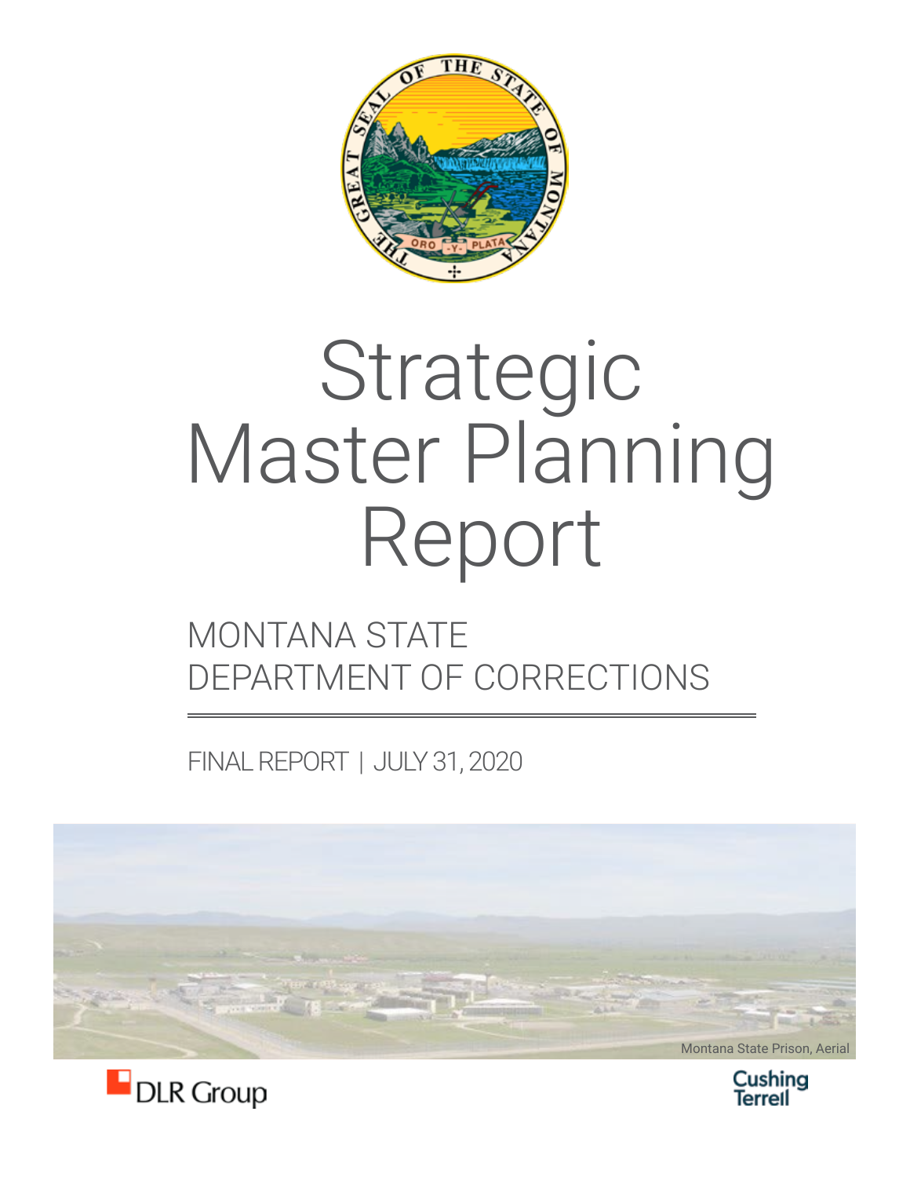# Strategic Master Planning Report

## MONTANA STATE DEPARTMENT OF CORRECTIONS

FINAL REPORT | JULY 31, 2020

Montana State Prison, Aerial

DLR Group

Cushing Terrell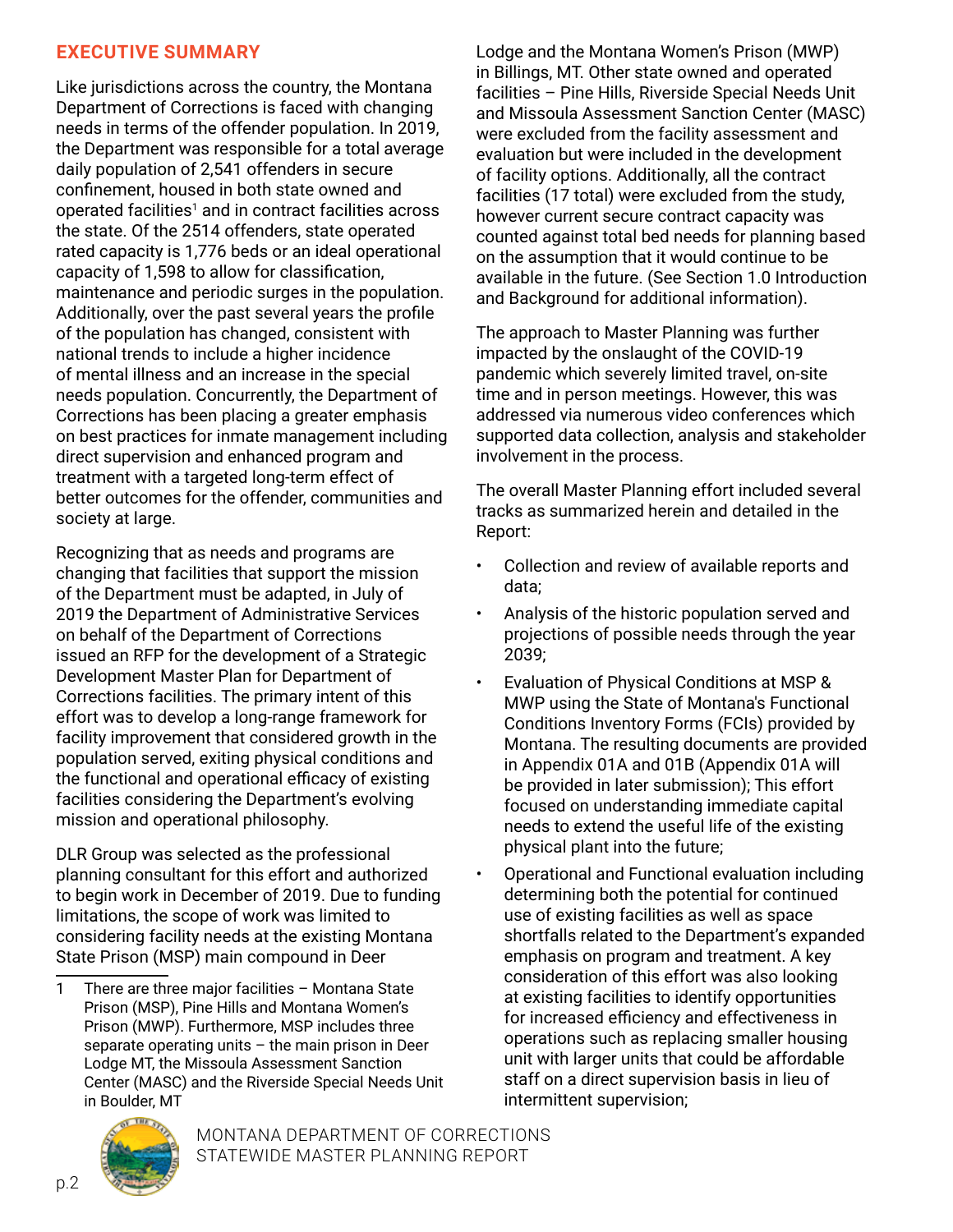## EXECUTIVE SUMMARY

Like jurisdictions across the country, the Montana Department of Corrections is faced with changing needs in terms of the offender population. In 2019, the Department was responsible for a total average daily population of 2,541 offenders in secure confinement, housed in both state owned and operated facilities[1] and in contract facilities across the state. Of the 2514 offenders, state operated rated capacity is 1,776 beds or an ideal operational capacity of 1,598 to allow for classification, maintenance and periodic surges in the population. Additionally, over the past several years the profile of the population has changed, consistent with national trends to include a higher incidence of mental illness and an increase in the special needs population. Concurrently, the Department of Corrections has been placing a greater emphasis on best practices for inmate management including direct supervision and enhanced program and treatment with a targeted long-term effect of better outcomes for the offender, communities and society at large.

Recognizing that as needs and programs are changing that facilities that support the mission of the Department must be adapted, in July of 2019 the Department of Administrative Services on behalf of the Department of Corrections issued an RFP for the development of a Strategic Development Master Plan for Department of Corrections facilities. The primary intent of this effort was to develop a long-range framework for facility improvement that considered growth in the population served, exiting physical conditions and the functional and operational efficacy of existing facilities considering the Department's evolving mission and operational philosophy.

DLR Group was selected as the professional planning consultant for this effort and authorized to begin work in December of 2019. Due to funding limitations, the scope of work was limited to considering facility needs at the existing Montana State Prison (MSP) main compound in Deer Lodge and the Montana Women's Prison (MWP) in Billings, MT. Other state owned and operated facilities – Pine Hills, Riverside Special Needs Unit and Missoula Assessment Sanction Center (MASC) were excluded from the facility assessment and evaluation but were included in the development of facility options. Additionally, all the contract facilities (17 total) were excluded from the study, however current secure contract capacity was counted against total bed needs for planning based on the assumption that it would continue to be available in the future. (See Section 1.0 Introduction and Background for additional information).

The approach to Master Planning was further impacted by the onslaught of the COVID-19 pandemic which severely limited travel, on-site time and in person meetings. However, this was addressed via numerous video conferences which supported data collection, analysis and stakeholder involvement in the process.

The overall Master Planning effort included several tracks as summarized herein and detailed in the Report:

- Collection and review of available reports and data;
- Analysis of the historic population served and projections of possible needs through the year 2039;
- Evaluation of Physical Conditions at MSP & MWP using the State of Montana's Functional Conditions Inventory Forms (FCIs) provided by Montana. The resulting documents are provided in Appendix 01A and 01B (Appendix 01A will be provided in later submission); This effort focused on understanding immediate capital needs to extend the useful life of the existing physical plant into the future;
- Operational and Functional evaluation including determining both the potential for continued use of existing facilities as well as space shortfalls related to the Department's expanded emphasis on program and treatment. A key consideration of this effort was also looking at existing facilities to identify opportunities for increased efficiency and effectiveness in operations such as replacing smaller housing unit with larger units that could be affordable staff on a direct supervision basis in lieu of intermittent supervision;

[1] There are three major facilities – Montana State Prison (MSP), Pine Hills and Montana Women's Prison (MWP). Furthermore, MSP includes three separate operating units – the main prison in Deer Lodge MT, the Missoula Assessment Sanction Center (MASC) and the Riverside Special Needs Unit in Boulder, MT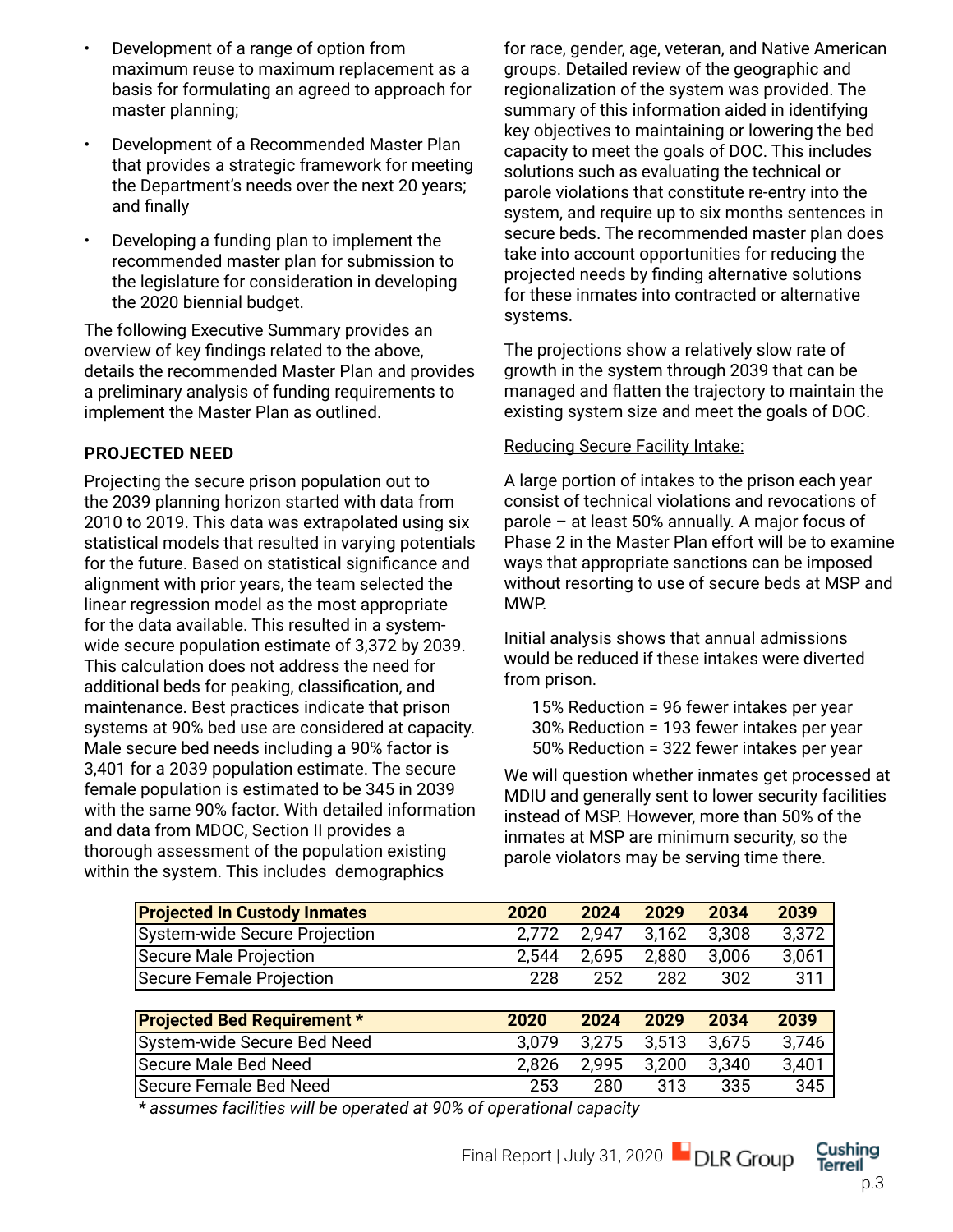- Development of a range of option from maximum reuse to maximum replacement as a basis for formulating an agreed to approach for master planning;
- Development of a Recommended Master Plan that provides a strategic framework for meeting the Department's needs over the next 20 years; and finally
- Developing a funding plan to implement the recommended master plan for submission to the legislature for consideration in developing the 2020 biennial budget.

The following Executive Summary provides an overview of key findings related to the above, details the recommended Master Plan and provides a preliminary analysis of funding requirements to implement the Master Plan as outlined.

### PROJECTED NEED

Projecting the secure prison population out to the 2039 planning horizon started with data from 2010 to 2019. This data was extrapolated using six statistical models that resulted in varying potentials for the future. Based on statistical significance and alignment with prior years, the team selected the linear regression model as the most appropriate for the data available. This resulted in a system-wide secure population estimate of 3,372 by 2039. This calculation does not address the need for additional beds for peaking, classification, and maintenance. Best practices indicate that prison systems at 90% bed use are considered at capacity. Male secure bed needs including a 90% factor is 3,401 for a 2039 population estimate. The secure female population is estimated to be 345 in 2039 with the same 90% factor. With detailed information and data from MDOC, Section II provides a thorough assessment of the population existing within the system. This includes demographics for race, gender, age, veteran, and Native American groups. Detailed review of the geographic and regionalization of the system was provided. The summary of this information aided in identifying key objectives to maintaining or lowering the bed capacity to meet the goals of DOC. This includes solutions such as evaluating the technical or parole violations that constitute re-entry into the system, and require up to six months sentences in secure beds. The recommended master plan does take into account opportunities for reducing the projected needs by finding alternative solutions for these inmates into contracted or alternative systems.

The projections show a relatively slow rate of growth in the system through 2039 that can be managed and flatten the trajectory to maintain the existing system size and meet the goals of DOC.

<u>Reducing Secure Facility Intake:</u>

A large portion of intakes to the prison each year consist of technical violations and revocations of parole – at least 50% annually. A major focus of Phase 2 in the Master Plan effort will be to examine ways that appropriate sanctions can be imposed without resorting to use of secure beds at MSP and MWP.

Initial analysis shows that annual admissions would be reduced if these intakes were diverted from prison.

15% Reduction = 96 fewer intakes per year
30% Reduction = 193 fewer intakes per year
50% Reduction = 322 fewer intakes per year

We will question whether inmates get processed at MDIU and generally sent to lower security facilities instead of MSP. However, more than 50% of the inmates at MSP are minimum security, so the parole violators may be serving time there.

| **Projected In Custody Inmates** | **2020** | **2024** | **2029** | **2034** | **2039** |
|---|---|---|---|---|---|
| System-wide Secure Projection | 2,772 | 2,947 | 3,162 | 3,308 | 3,372 |
| Secure Male Projection | 2,544 | 2,695 | 2,880 | 3,006 | 3,061 |
| Secure Female Projection | 228 | 252 | 282 | 302 | 311 |

| **Projected Bed Requirement \*** | **2020** | **2024** | **2029** | **2034** | **2039** |
|---|---|---|---|---|---|
| System-wide Secure Bed Need | 3,079 | 3,275 | 3,513 | 3,675 | 3,746 |
| Secure Male Bed Need | 2,826 | 2,995 | 3,200 | 3,340 | 3,401 |
| Secure Female Bed Need | 253 | 280 | 313 | 335 | 345 |

*\* assumes facilities will be operated at 90% of operational capacity*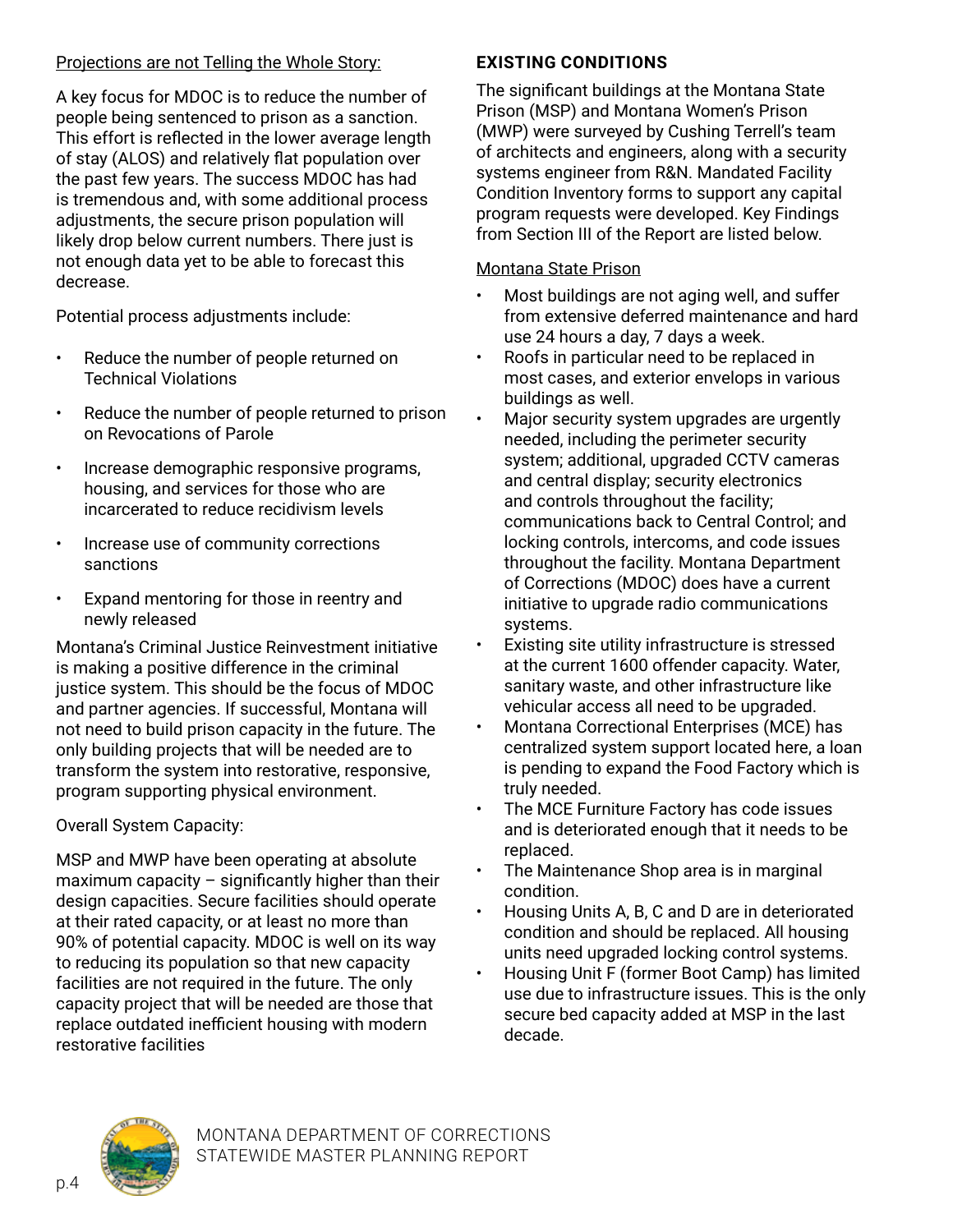Projections are not Telling the Whole Story:

A key focus for MDOC is to reduce the number of people being sentenced to prison as a sanction. This effort is reflected in the lower average length of stay (ALOS) and relatively flat population over the past few years. The success MDOC has had is tremendous and, with some additional process adjustments, the secure prison population will likely drop below current numbers. There just is not enough data yet to be able to forecast this decrease.

Potential process adjustments include:

- Reduce the number of people returned on Technical Violations
- Reduce the number of people returned to prison on Revocations of Parole
- Increase demographic responsive programs, housing, and services for those who are incarcerated to reduce recidivism levels
- Increase use of community corrections sanctions
- Expand mentoring for those in reentry and newly released

Montana's Criminal Justice Reinvestment initiative is making a positive difference in the criminal justice system. This should be the focus of MDOC and partner agencies. If successful, Montana will not need to build prison capacity in the future. The only building projects that will be needed are to transform the system into restorative, responsive, program supporting physical environment.

Overall System Capacity:

MSP and MWP have been operating at absolute maximum capacity – significantly higher than their design capacities. Secure facilities should operate at their rated capacity, or at least no more than 90% of potential capacity. MDOC is well on its way to reducing its population so that new capacity facilities are not required in the future. The only capacity project that will be needed are those that replace outdated inefficient housing with modern restorative facilities

## EXISTING CONDITIONS

The significant buildings at the Montana State Prison (MSP) and Montana Women's Prison (MWP) were surveyed by Cushing Terrell's team of architects and engineers, along with a security systems engineer from R&N. Mandated Facility Condition Inventory forms to support any capital program requests were developed. Key Findings from Section III of the Report are listed below.

Montana State Prison

- Most buildings are not aging well, and suffer from extensive deferred maintenance and hard use 24 hours a day, 7 days a week.
- Roofs in particular need to be replaced in most cases, and exterior envelops in various buildings as well.
- Major security system upgrades are urgently needed, including the perimeter security system; additional, upgraded CCTV cameras and central display; security electronics and controls throughout the facility; communications back to Central Control; and locking controls, intercoms, and code issues throughout the facility. Montana Department of Corrections (MDOC) does have a current initiative to upgrade radio communications systems.
- Existing site utility infrastructure is stressed at the current 1600 offender capacity. Water, sanitary waste, and other infrastructure like vehicular access all need to be upgraded.
- Montana Correctional Enterprises (MCE) has centralized system support located here, a loan is pending to expand the Food Factory which is truly needed.
- The MCE Furniture Factory has code issues and is deteriorated enough that it needs to be replaced.
- The Maintenance Shop area is in marginal condition.
- Housing Units A, B, C and D are in deteriorated condition and should be replaced. All housing units need upgraded locking control systems.
- Housing Unit F (former Boot Camp) has limited use due to infrastructure issues. This is the only secure bed capacity added at MSP in the last decade.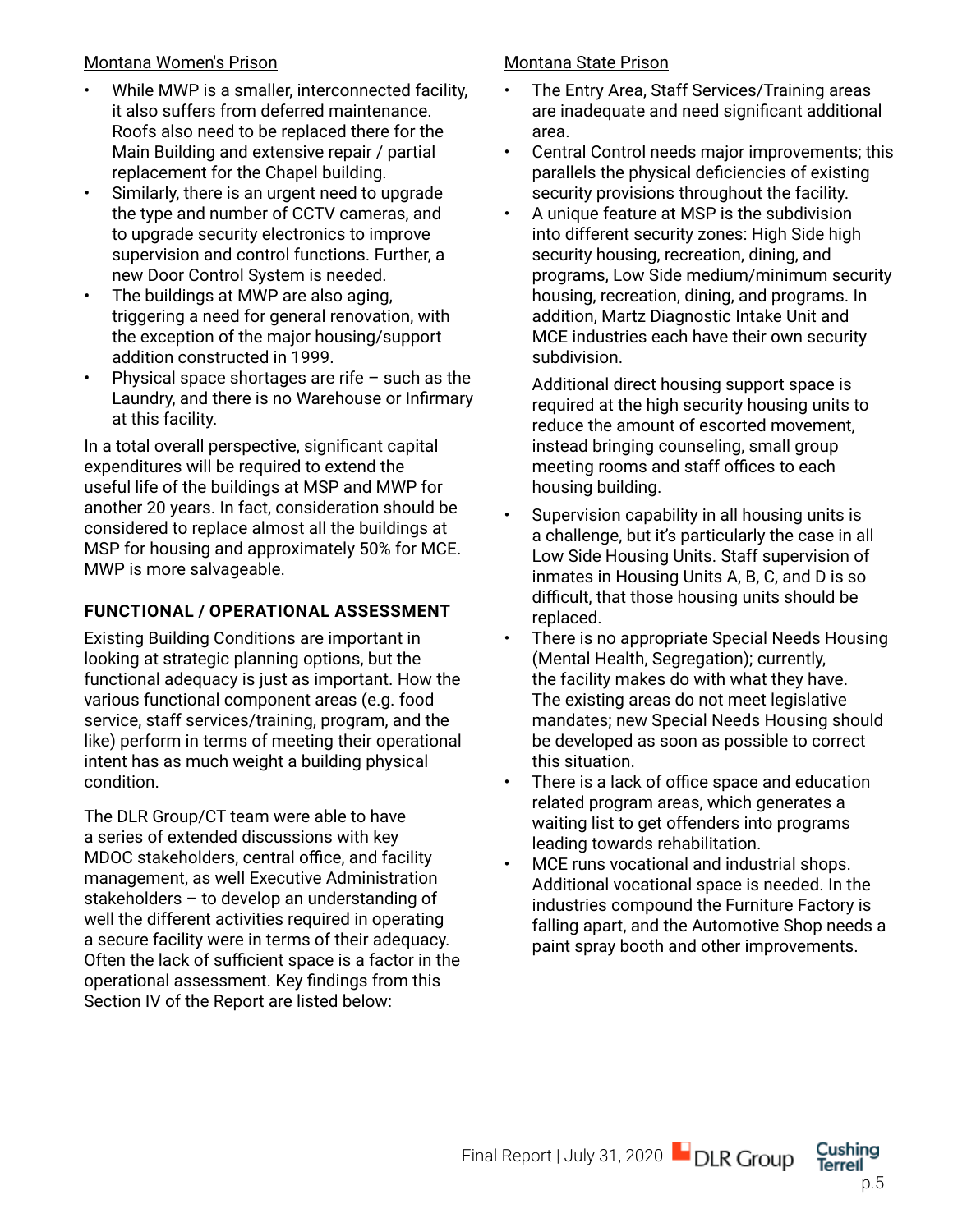Montana Women's Prison

- While MWP is a smaller, interconnected facility, it also suffers from deferred maintenance. Roofs also need to be replaced there for the Main Building and extensive repair / partial replacement for the Chapel building.
- Similarly, there is an urgent need to upgrade the type and number of CCTV cameras, and to upgrade security electronics to improve supervision and control functions. Further, a new Door Control System is needed.
- The buildings at MWP are also aging, triggering a need for general renovation, with the exception of the major housing/support addition constructed in 1999.
- Physical space shortages are rife – such as the Laundry, and there is no Warehouse or Infirmary at this facility.

In a total overall perspective, significant capital expenditures will be required to extend the useful life of the buildings at MSP and MWP for another 20 years. In fact, consideration should be considered to replace almost all the buildings at MSP for housing and approximately 50% for MCE. MWP is more salvageable.

**FUNCTIONAL / OPERATIONAL ASSESSMENT**

Existing Building Conditions are important in looking at strategic planning options, but the functional adequacy is just as important. How the various functional component areas (e.g. food service, staff services/training, program, and the like) perform in terms of meeting their operational intent has as much weight a building physical condition.

The DLR Group/CT team were able to have a series of extended discussions with key MDOC stakeholders, central office, and facility management, as well Executive Administration stakeholders – to develop an understanding of well the different activities required in operating a secure facility were in terms of their adequacy. Often the lack of sufficient space is a factor in the operational assessment. Key findings from this Section IV of the Report are listed below:

Montana State Prison

- The Entry Area, Staff Services/Training areas are inadequate and need significant additional area.
- Central Control needs major improvements; this parallels the physical deficiencies of existing security provisions throughout the facility.
- A unique feature at MSP is the subdivision into different security zones: High Side high security housing, recreation, dining, and programs, Low Side medium/minimum security housing, recreation, dining, and programs. In addition, Martz Diagnostic Intake Unit and MCE industries each have their own security subdivision.

  Additional direct housing support space is required at the high security housing units to reduce the amount of escorted movement, instead bringing counseling, small group meeting rooms and staff offices to each housing building.
- Supervision capability in all housing units is a challenge, but it's particularly the case in all Low Side Housing Units. Staff supervision of inmates in Housing Units A, B, C, and D is so difficult, that those housing units should be replaced.
- There is no appropriate Special Needs Housing (Mental Health, Segregation); currently, the facility makes do with what they have. The existing areas do not meet legislative mandates; new Special Needs Housing should be developed as soon as possible to correct this situation.
- There is a lack of office space and education related program areas, which generates a waiting list to get offenders into programs leading towards rehabilitation.
- MCE runs vocational and industrial shops. Additional vocational space is needed. In the industries compound the Furniture Factory is falling apart, and the Automotive Shop needs a paint spray booth and other improvements.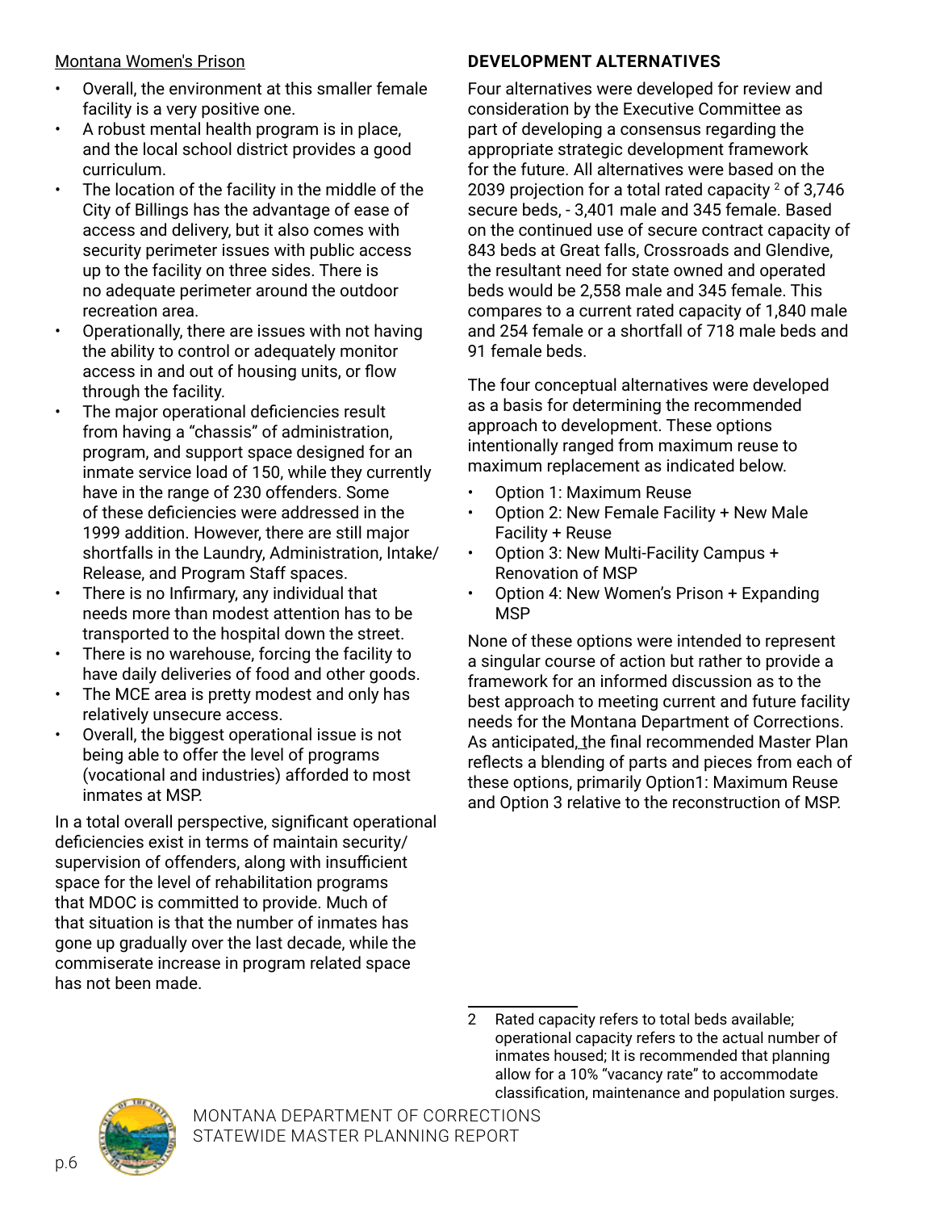Montana Women's Prison

- Overall, the environment at this smaller female facility is a very positive one.
- A robust mental health program is in place, and the local school district provides a good curriculum.
- The location of the facility in the middle of the City of Billings has the advantage of ease of access and delivery, but it also comes with security perimeter issues with public access up to the facility on three sides. There is no adequate perimeter around the outdoor recreation area.
- Operationally, there are issues with not having the ability to control or adequately monitor access in and out of housing units, or flow through the facility.
- The major operational deficiencies result from having a "chassis" of administration, program, and support space designed for an inmate service load of 150, while they currently have in the range of 230 offenders. Some of these deficiencies were addressed in the 1999 addition. However, there are still major shortfalls in the Laundry, Administration, Intake/ Release, and Program Staff spaces.
- There is no Infirmary, any individual that needs more than modest attention has to be transported to the hospital down the street.
- There is no warehouse, forcing the facility to have daily deliveries of food and other goods.
- The MCE area is pretty modest and only has relatively unsecure access.
- Overall, the biggest operational issue is not being able to offer the level of programs (vocational and industries) afforded to most inmates at MSP.

In a total overall perspective, significant operational deficiencies exist in terms of maintain security/ supervision of offenders, along with insufficient space for the level of rehabilitation programs that MDOC is committed to provide. Much of that situation is that the number of inmates has gone up gradually over the last decade, while the commiserate increase in program related space has not been made.

**DEVELOPMENT ALTERNATIVES**

Four alternatives were developed for review and consideration by the Executive Committee as part of developing a consensus regarding the appropriate strategic development framework for the future. All alternatives were based on the 2039 projection for a total rated capacity [2] of 3,746 secure beds, - 3,401 male and 345 female. Based on the continued use of secure contract capacity of 843 beds at Great falls, Crossroads and Glendive, the resultant need for state owned and operated beds would be 2,558 male and 345 female. This compares to a current rated capacity of 1,840 male and 254 female or a shortfall of 718 male beds and 91 female beds.

The four conceptual alternatives were developed as a basis for determining the recommended approach to development. These options intentionally ranged from maximum reuse to maximum replacement as indicated below.

- Option 1: Maximum Reuse
- Option 2: New Female Facility + New Male Facility + Reuse
- Option 3: New Multi-Facility Campus + Renovation of MSP
- Option 4: New Women's Prison + Expanding MSP

None of these options were intended to represent a singular course of action but rather to provide a framework for an informed discussion as to the best approach to meeting current and future facility needs for the Montana Department of Corrections. As anticipated, the final recommended Master Plan reflects a blending of parts and pieces from each of these options, primarily Option1: Maximum Reuse and Option 3 relative to the reconstruction of MSP.

2 Rated capacity refers to total beds available; operational capacity refers to the actual number of inmates housed; It is recommended that planning allow for a 10% "vacancy rate" to accommodate classification, maintenance and population surges.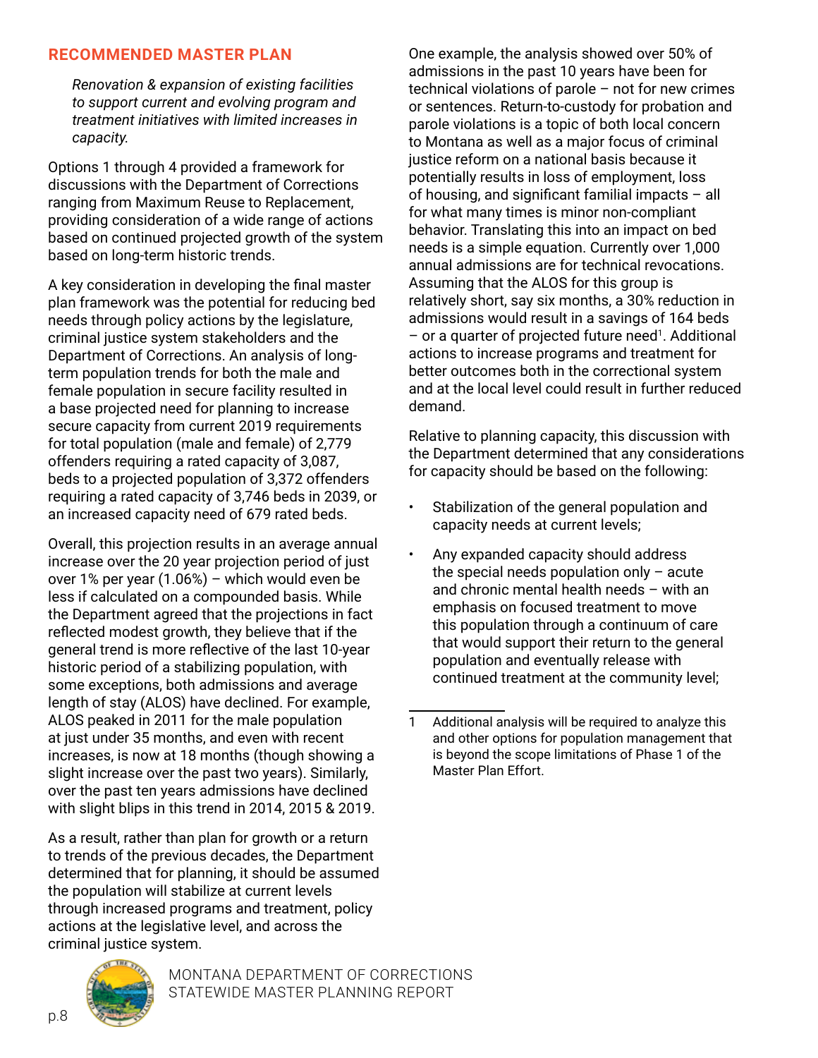## RECOMMENDED MASTER PLAN

*Renovation & expansion of existing facilities to support current and evolving program and treatment initiatives with limited increases in capacity.*

Options 1 through 4 provided a framework for discussions with the Department of Corrections ranging from Maximum Reuse to Replacement, providing consideration of a wide range of actions based on continued projected growth of the system based on long-term historic trends.

A key consideration in developing the final master plan framework was the potential for reducing bed needs through policy actions by the legislature, criminal justice system stakeholders and the Department of Corrections. An analysis of long-term population trends for both the male and female population in secure facility resulted in a base projected need for planning to increase secure capacity from current 2019 requirements for total population (male and female) of 2,779 offenders requiring a rated capacity of 3,087, beds to a projected population of 3,372 offenders requiring a rated capacity of 3,746 beds in 2039, or an increased capacity need of 679 rated beds.

Overall, this projection results in an average annual increase over the 20 year projection period of just over 1% per year (1.06%) – which would even be less if calculated on a compounded basis. While the Department agreed that the projections in fact reflected modest growth, they believe that if the general trend is more reflective of the last 10-year historic period of a stabilizing population, with some exceptions, both admissions and average length of stay (ALOS) have declined. For example, ALOS peaked in 2011 for the male population at just under 35 months, and even with recent increases, is now at 18 months (though showing a slight increase over the past two years). Similarly, over the past ten years admissions have declined with slight blips in this trend in 2014, 2015 & 2019.

As a result, rather than plan for growth or a return to trends of the previous decades, the Department determined that for planning, it should be assumed the population will stabilize at current levels through increased programs and treatment, policy actions at the legislative level, and across the criminal justice system.

One example, the analysis showed over 50% of admissions in the past 10 years have been for technical violations of parole – not for new crimes or sentences. Return-to-custody for probation and parole violations is a topic of both local concern to Montana as well as a major focus of criminal justice reform on a national basis because it potentially results in loss of employment, loss of housing, and significant familial impacts – all for what many times is minor non-compliant behavior. Translating this into an impact on bed needs is a simple equation. Currently over 1,000 annual admissions are for technical revocations. Assuming that the ALOS for this group is relatively short, say six months, a 30% reduction in admissions would result in a savings of 164 beds – or a quarter of projected future need[1]. Additional actions to increase programs and treatment for better outcomes both in the correctional system and at the local level could result in further reduced demand.

Relative to planning capacity, this discussion with the Department determined that any considerations for capacity should be based on the following:

- Stabilization of the general population and capacity needs at current levels;
- Any expanded capacity should address the special needs population only – acute and chronic mental health needs – with an emphasis on focused treatment to move this population through a continuum of care that would support their return to the general population and eventually release with continued treatment at the community level;

---

1 Additional analysis will be required to analyze this and other options for population management that is beyond the scope limitations of Phase 1 of the Master Plan Effort.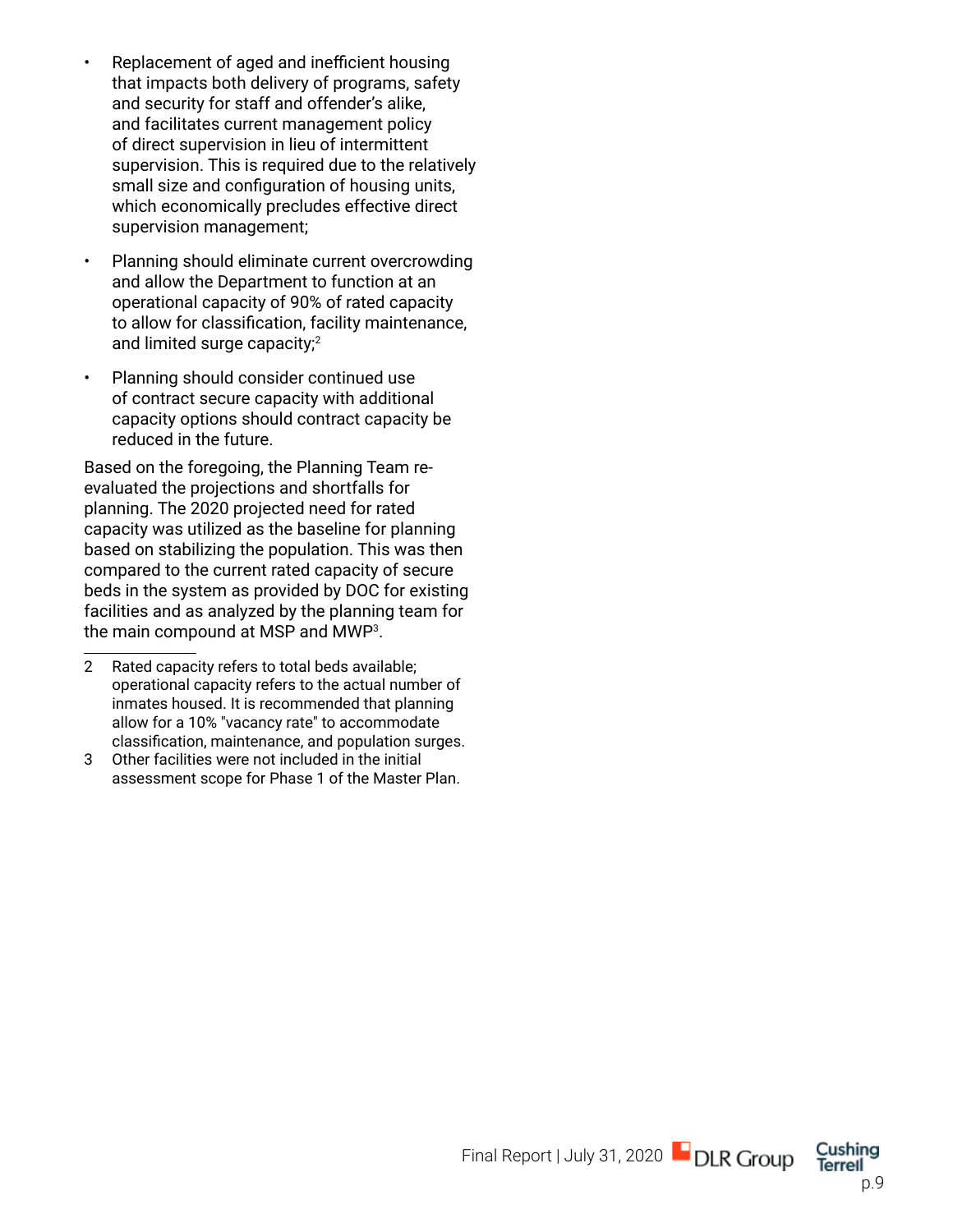- Replacement of aged and inefficient housing that impacts both delivery of programs, safety and security for staff and offender's alike, and facilitates current management policy of direct supervision in lieu of intermittent supervision. This is required due to the relatively small size and configuration of housing units, which economically precludes effective direct supervision management;

- Planning should eliminate current overcrowding and allow the Department to function at an operational capacity of 90% of rated capacity to allow for classification, facility maintenance, and limited surge capacity;[2]

- Planning should consider continued use of contract secure capacity with additional capacity options should contract capacity be reduced in the future.

Based on the foregoing, the Planning Team re-evaluated the projections and shortfalls for planning. The 2020 projected need for rated capacity was utilized as the baseline for planning based on stabilizing the population. This was then compared to the current rated capacity of secure beds in the system as provided by DOC for existing facilities and as analyzed by the planning team for the main compound at MSP and MWP[3].

---

2 Rated capacity refers to total beds available; operational capacity refers to the actual number of inmates housed. It is recommended that planning allow for a 10% "vacancy rate" to accommodate classification, maintenance, and population surges.

3 Other facilities were not included in the initial assessment scope for Phase 1 of the Master Plan.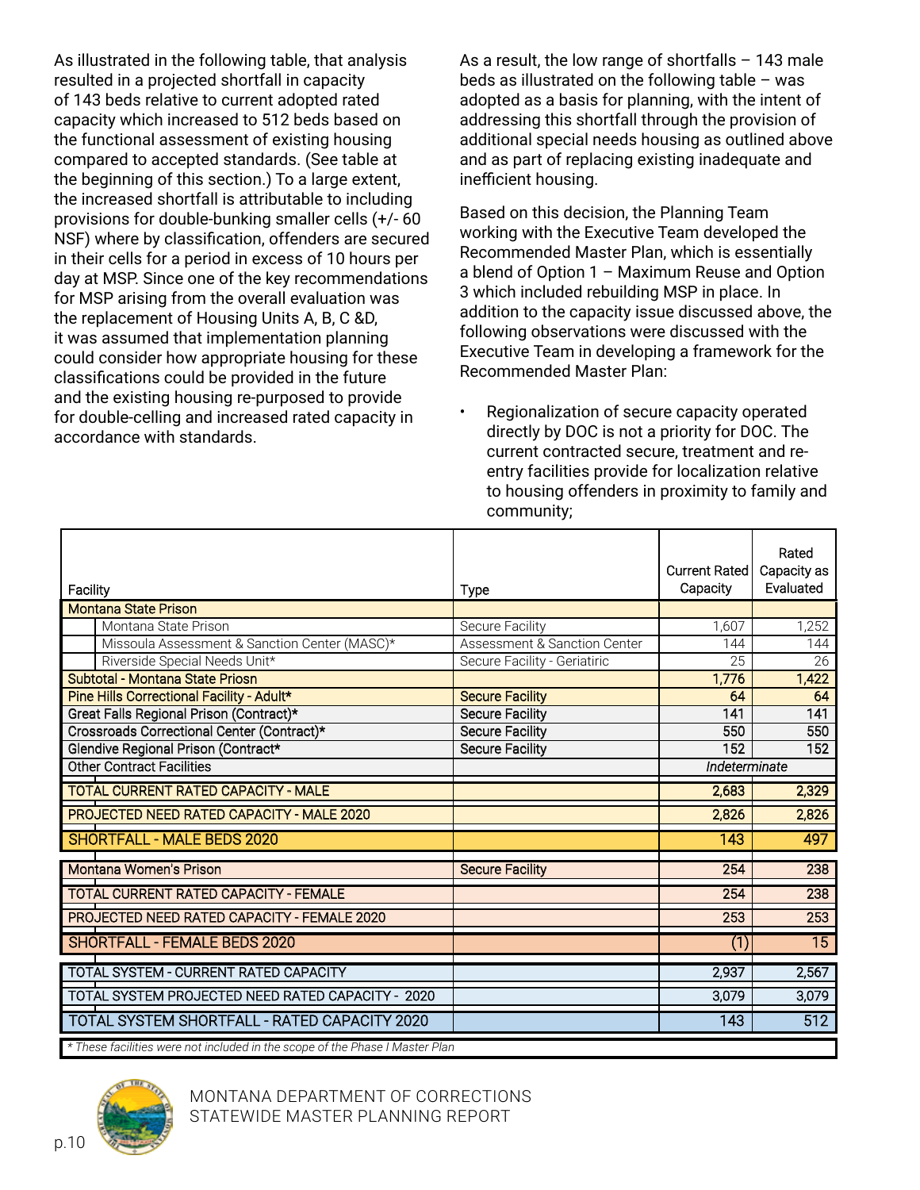As illustrated in the following table, that analysis resulted in a projected shortfall in capacity of 143 beds relative to current adopted rated capacity which increased to 512 beds based on the functional assessment of existing housing compared to accepted standards. (See table at the beginning of this section.) To a large extent, the increased shortfall is attributable to including provisions for double-bunking smaller cells (+/- 60 NSF) where by classification, offenders are secured in their cells for a period in excess of 10 hours per day at MSP. Since one of the key recommendations for MSP arising from the overall evaluation was the replacement of Housing Units A, B, C &D, it was assumed that implementation planning could consider how appropriate housing for these classifications could be provided in the future and the existing housing re-purposed to provide for double-celling and increased rated capacity in accordance with standards.

As a result, the low range of shortfalls – 143 male beds as illustrated on the following table – was adopted as a basis for planning, with the intent of addressing this shortfall through the provision of additional special needs housing as outlined above and as part of replacing existing inadequate and inefficient housing.

Based on this decision, the Planning Team working with the Executive Team developed the Recommended Master Plan, which is essentially a blend of Option 1 – Maximum Reuse and Option 3 which included rebuilding MSP in place. In addition to the capacity issue discussed above, the following observations were discussed with the Executive Team in developing a framework for the Recommended Master Plan:

- Regionalization of secure capacity operated directly by DOC is not a priority for DOC. The current contracted secure, treatment and re-entry facilities provide for localization relative to housing offenders in proximity to family and community;

| Facility | Type | Current Rated Capacity | Rated Capacity as Evaluated |
|---|---|---|---|
| Montana State Prison | | | |
| Montana State Prison | Secure Facility | 1,607 | 1,252 |
| Missoula Assessment & Sanction Center (MASC)* | Assessment & Sanction Center | 144 | 144 |
| Riverside Special Needs Unit* | Secure Facility - Geriatric | 25 | 26 |
| Subtotal - Montana State Priosn | | 1,776 | 1,422 |
| Pine Hills Correctional Facility - Adult* | Secure Facility | 64 | 64 |
| Great Falls Regional Prison (Contract)* | Secure Facility | 141 | 141 |
| Crossroads Correctional Center (Contract)* | Secure Facility | 550 | 550 |
| Glendive Regional Prison (Contract* | Secure Facility | 152 | 152 |
| Other Contract Facilities | | *Indeterminate* | |
| TOTAL CURRENT RATED CAPACITY - MALE | | 2,683 | 2,329 |
| PROJECTED NEED RATED CAPACITY - MALE 2020 | | 2,826 | 2,826 |
| SHORTFALL - MALE BEDS 2020 | | 143 | 497 |
| Montana Women's Prison | Secure Facility | 254 | 238 |
| TOTAL CURRENT RATED CAPACITY - FEMALE | | 254 | 238 |
| PROJECTED NEED RATED CAPACITY - FEMALE 2020 | | 253 | 253 |
| SHORTFALL - FEMALE BEDS 2020 | | (1) | 15 |
| TOTAL SYSTEM - CURRENT RATED CAPACITY | | 2,937 | 2,567 |
| TOTAL SYSTEM PROJECTED NEED RATED CAPACITY - 2020 | | 3,079 | 3,079 |
| TOTAL SYSTEM SHORTFALL - RATED CAPACITY 2020 | | 143 | 512 |

*\* These facilities were not included in the scope of the Phase I Master Plan*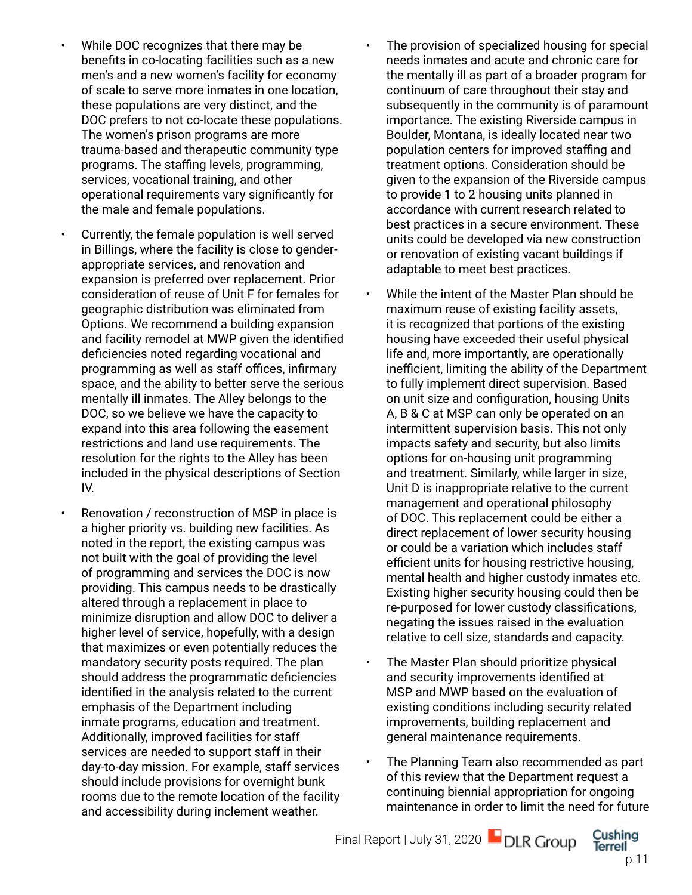- While DOC recognizes that there may be benefits in co-locating facilities such as a new men's and a new women's facility for economy of scale to serve more inmates in one location, these populations are very distinct, and the DOC prefers to not co-locate these populations. The women's prison programs are more trauma-based and therapeutic community type programs. The staffing levels, programming, services, vocational training, and other operational requirements vary significantly for the male and female populations.
- Currently, the female population is well served in Billings, where the facility is close to gender-appropriate services, and renovation and expansion is preferred over replacement. Prior consideration of reuse of Unit F for females for geographic distribution was eliminated from Options. We recommend a building expansion and facility remodel at MWP given the identified deficiencies noted regarding vocational and programming as well as staff offices, infirmary space, and the ability to better serve the serious mentally ill inmates. The Alley belongs to the DOC, so we believe we have the capacity to expand into this area following the easement restrictions and land use requirements. The resolution for the rights to the Alley has been included in the physical descriptions of Section IV.
- Renovation / reconstruction of MSP in place is a higher priority vs. building new facilities. As noted in the report, the existing campus was not built with the goal of providing the level of programming and services the DOC is now providing. This campus needs to be drastically altered through a replacement in place to minimize disruption and allow DOC to deliver a higher level of service, hopefully, with a design that maximizes or even potentially reduces the mandatory security posts required. The plan should address the programmatic deficiencies identified in the analysis related to the current emphasis of the Department including inmate programs, education and treatment. Additionally, improved facilities for staff services are needed to support staff in their day-to-day mission. For example, staff services should include provisions for overnight bunk rooms due to the remote location of the facility and accessibility during inclement weather.
- The provision of specialized housing for special needs inmates and acute and chronic care for the mentally ill as part of a broader program for continuum of care throughout their stay and subsequently in the community is of paramount importance. The existing Riverside campus in Boulder, Montana, is ideally located near two population centers for improved staffing and treatment options. Consideration should be given to the expansion of the Riverside campus to provide 1 to 2 housing units planned in accordance with current research related to best practices in a secure environment. These units could be developed via new construction or renovation of existing vacant buildings if adaptable to meet best practices.
- While the intent of the Master Plan should be maximum reuse of existing facility assets, it is recognized that portions of the existing housing have exceeded their useful physical life and, more importantly, are operationally inefficient, limiting the ability of the Department to fully implement direct supervision. Based on unit size and configuration, housing Units A, B & C at MSP can only be operated on an intermittent supervision basis. This not only impacts safety and security, but also limits options for on-housing unit programming and treatment. Similarly, while larger in size, Unit D is inappropriate relative to the current management and operational philosophy of DOC. This replacement could be either a direct replacement of lower security housing or could be a variation which includes staff efficient units for housing restrictive housing, mental health and higher custody inmates etc. Existing higher security housing could then be re-purposed for lower custody classifications, negating the issues raised in the evaluation relative to cell size, standards and capacity.
- The Master Plan should prioritize physical and security improvements identified at MSP and MWP based on the evaluation of existing conditions including security related improvements, building replacement and general maintenance requirements.
- The Planning Team also recommended as part of this review that the Department request a continuing biennial appropriation for ongoing maintenance in order to limit the need for future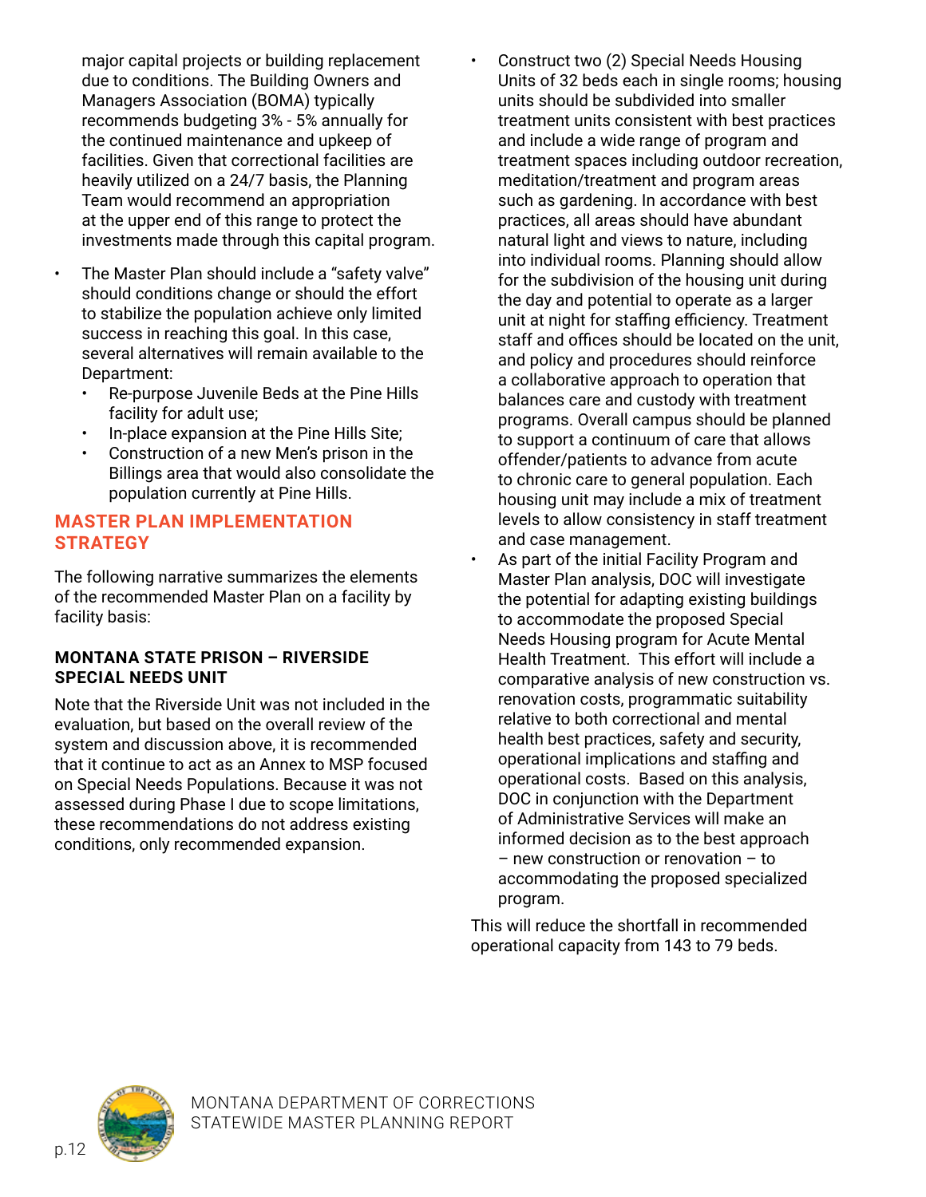major capital projects or building replacement due to conditions. The Building Owners and Managers Association (BOMA) typically recommends budgeting 3% - 5% annually for the continued maintenance and upkeep of facilities. Given that correctional facilities are heavily utilized on a 24/7 basis, the Planning Team would recommend an appropriation at the upper end of this range to protect the investments made through this capital program.

- The Master Plan should include a "safety valve" should conditions change or should the effort to stabilize the population achieve only limited success in reaching this goal. In this case, several alternatives will remain available to the Department:
  - Re-purpose Juvenile Beds at the Pine Hills facility for adult use;
  - In-place expansion at the Pine Hills Site;
  - Construction of a new Men's prison in the Billings area that would also consolidate the population currently at Pine Hills.

## MASTER PLAN IMPLEMENTATION STRATEGY

The following narrative summarizes the elements of the recommended Master Plan on a facility by facility basis:

### MONTANA STATE PRISON – RIVERSIDE SPECIAL NEEDS UNIT

Note that the Riverside Unit was not included in the evaluation, but based on the overall review of the system and discussion above, it is recommended that it continue to act as an Annex to MSP focused on Special Needs Populations. Because it was not assessed during Phase I due to scope limitations, these recommendations do not address existing conditions, only recommended expansion.

- Construct two (2) Special Needs Housing Units of 32 beds each in single rooms; housing units should be subdivided into smaller treatment units consistent with best practices and include a wide range of program and treatment spaces including outdoor recreation, meditation/treatment and program areas such as gardening. In accordance with best practices, all areas should have abundant natural light and views to nature, including into individual rooms. Planning should allow for the subdivision of the housing unit during the day and potential to operate as a larger unit at night for staffing efficiency. Treatment staff and offices should be located on the unit, and policy and procedures should reinforce a collaborative approach to operation that balances care and custody with treatment programs. Overall campus should be planned to support a continuum of care that allows offender/patients to advance from acute to chronic care to general population. Each housing unit may include a mix of treatment levels to allow consistency in staff treatment and case management.
- As part of the initial Facility Program and Master Plan analysis, DOC will investigate the potential for adapting existing buildings to accommodate the proposed Special Needs Housing program for Acute Mental Health Treatment. This effort will include a comparative analysis of new construction vs. renovation costs, programmatic suitability relative to both correctional and mental health best practices, safety and security, operational implications and staffing and operational costs. Based on this analysis, DOC in conjunction with the Department of Administrative Services will make an informed decision as to the best approach – new construction or renovation – to accommodating the proposed specialized program.

This will reduce the shortfall in recommended operational capacity from 143 to 79 beds.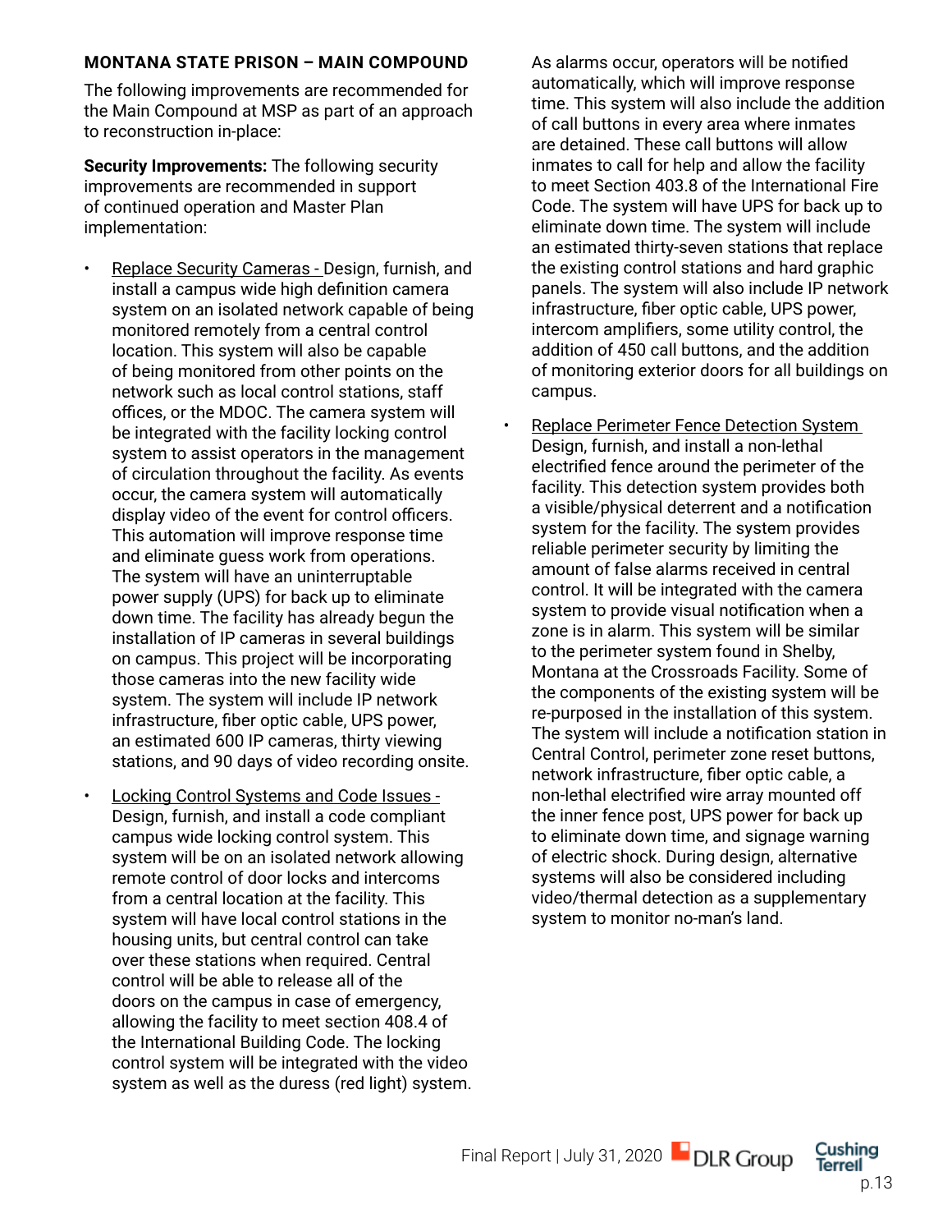## MONTANA STATE PRISON – MAIN COMPOUND

The following improvements are recommended for the Main Compound at MSP as part of an approach to reconstruction in-place:

**Security Improvements:** The following security improvements are recommended in support of continued operation and Master Plan implementation:

- Replace Security Cameras - Design, furnish, and install a campus wide high definition camera system on an isolated network capable of being monitored remotely from a central control location. This system will also be capable of being monitored from other points on the network such as local control stations, staff offices, or the MDOC. The camera system will be integrated with the facility locking control system to assist operators in the management of circulation throughout the facility. As events occur, the camera system will automatically display video of the event for control officers. This automation will improve response time and eliminate guess work from operations. The system will have an uninterruptable power supply (UPS) for back up to eliminate down time. The facility has already begun the installation of IP cameras in several buildings on campus. This project will be incorporating those cameras into the new facility wide system. The system will include IP network infrastructure, fiber optic cable, UPS power, an estimated 600 IP cameras, thirty viewing stations, and 90 days of video recording onsite.
- Locking Control Systems and Code Issues - Design, furnish, and install a code compliant campus wide locking control system. This system will be on an isolated network allowing remote control of door locks and intercoms from a central location at the facility. This system will have local control stations in the housing units, but central control can take over these stations when required. Central control will be able to release all of the doors on the campus in case of emergency, allowing the facility to meet section 408.4 of the International Building Code. The locking control system will be integrated with the video system as well as the duress (red light) system. As alarms occur, operators will be notified automatically, which will improve response time. This system will also include the addition of call buttons in every area where inmates are detained. These call buttons will allow inmates to call for help and allow the facility to meet Section 403.8 of the International Fire Code. The system will have UPS for back up to eliminate down time. The system will include an estimated thirty-seven stations that replace the existing control stations and hard graphic panels. The system will also include IP network infrastructure, fiber optic cable, UPS power, intercom amplifiers, some utility control, the addition of 450 call buttons, and the addition of monitoring exterior doors for all buildings on campus.
- Replace Perimeter Fence Detection System Design, furnish, and install a non-lethal electrified fence around the perimeter of the facility. This detection system provides both a visible/physical deterrent and a notification system for the facility. The system provides reliable perimeter security by limiting the amount of false alarms received in central control. It will be integrated with the camera system to provide visual notification when a zone is in alarm. This system will be similar to the perimeter system found in Shelby, Montana at the Crossroads Facility. Some of the components of the existing system will be re-purposed in the installation of this system. The system will include a notification station in Central Control, perimeter zone reset buttons, network infrastructure, fiber optic cable, a non-lethal electrified wire array mounted off the inner fence post, UPS power for back up to eliminate down time, and signage warning of electric shock. During design, alternative systems will also be considered including video/thermal detection as a supplementary system to monitor no-man's land.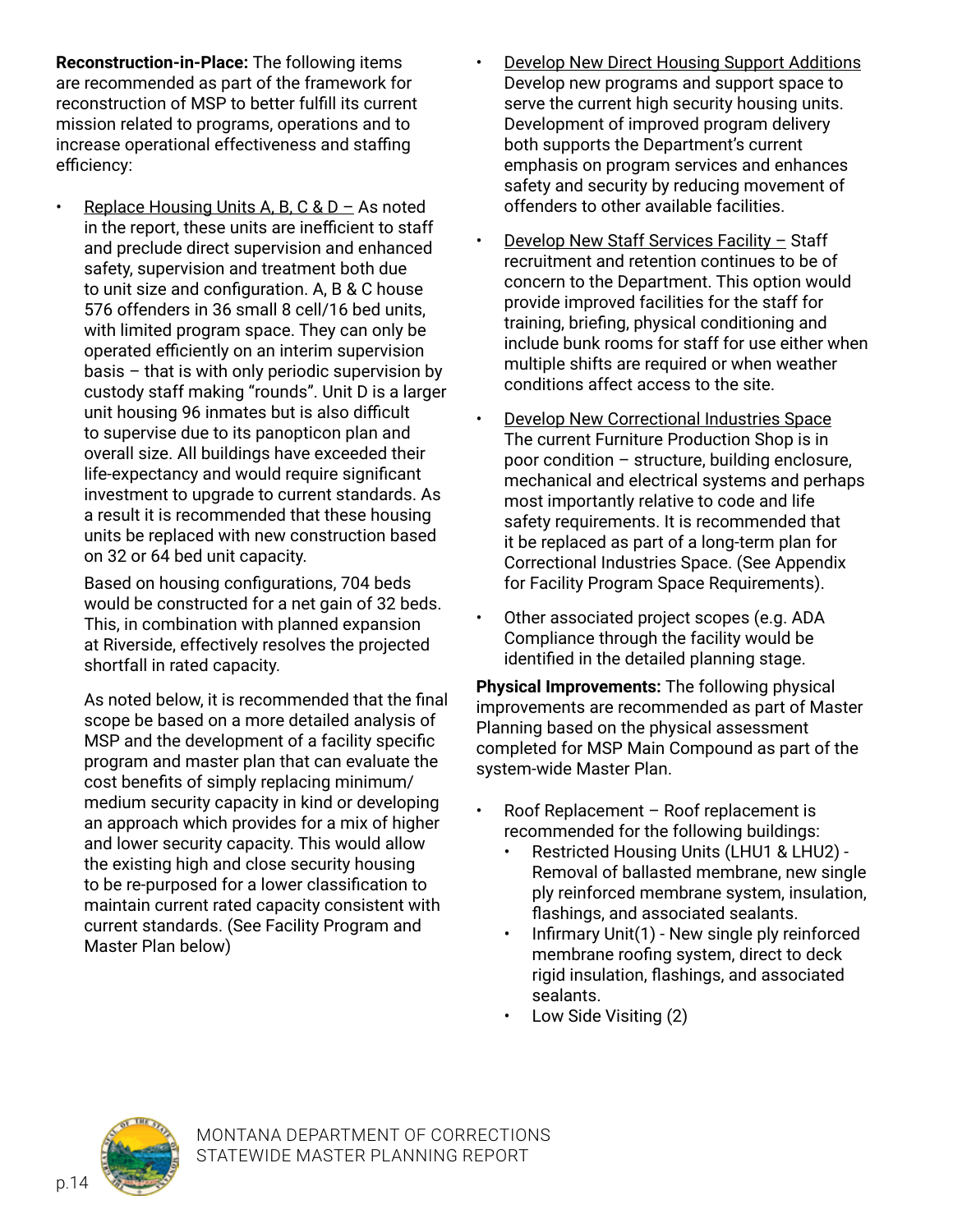**Reconstruction-in-Place:** The following items are recommended as part of the framework for reconstruction of MSP to better fulfill its current mission related to programs, operations and to increase operational effectiveness and staffing efficiency:

- Replace Housing Units A, B, C & D – As noted in the report, these units are inefficient to staff and preclude direct supervision and enhanced safety, supervision and treatment both due to unit size and configuration. A, B & C house 576 offenders in 36 small 8 cell/16 bed units, with limited program space. They can only be operated efficiently on an interim supervision basis – that is with only periodic supervision by custody staff making "rounds". Unit D is a larger unit housing 96 inmates but is also difficult to supervise due to its panopticon plan and overall size. All buildings have exceeded their life-expectancy and would require significant investment to upgrade to current standards. As a result it is recommended that these housing units be replaced with new construction based on 32 or 64 bed unit capacity.

  Based on housing configurations, 704 beds would be constructed for a net gain of 32 beds. This, in combination with planned expansion at Riverside, effectively resolves the projected shortfall in rated capacity.

  As noted below, it is recommended that the final scope be based on a more detailed analysis of MSP and the development of a facility specific program and master plan that can evaluate the cost benefits of simply replacing minimum/ medium security capacity in kind or developing an approach which provides for a mix of higher and lower security capacity. This would allow the existing high and close security housing to be re-purposed for a lower classification to maintain current rated capacity consistent with current standards. (See Facility Program and Master Plan below)

- Develop New Direct Housing Support Additions Develop new programs and support space to serve the current high security housing units. Development of improved program delivery both supports the Department's current emphasis on program services and enhances safety and security by reducing movement of offenders to other available facilities.

- Develop New Staff Services Facility – Staff recruitment and retention continues to be of concern to the Department. This option would provide improved facilities for the staff for training, briefing, physical conditioning and include bunk rooms for staff for use either when multiple shifts are required or when weather conditions affect access to the site.

- Develop New Correctional Industries Space The current Furniture Production Shop is in poor condition – structure, building enclosure, mechanical and electrical systems and perhaps most importantly relative to code and life safety requirements. It is recommended that it be replaced as part of a long-term plan for Correctional Industries Space. (See Appendix for Facility Program Space Requirements).

- Other associated project scopes (e.g. ADA Compliance through the facility would be identified in the detailed planning stage.

**Physical Improvements:** The following physical improvements are recommended as part of Master Planning based on the physical assessment completed for MSP Main Compound as part of the system-wide Master Plan.

- Roof Replacement – Roof replacement is recommended for the following buildings:
  - Restricted Housing Units (LHU1 & LHU2) - Removal of ballasted membrane, new single ply reinforced membrane system, insulation, flashings, and associated sealants.
  - Infirmary Unit(1) - New single ply reinforced membrane roofing system, direct to deck rigid insulation, flashings, and associated sealants.
  - Low Side Visiting (2)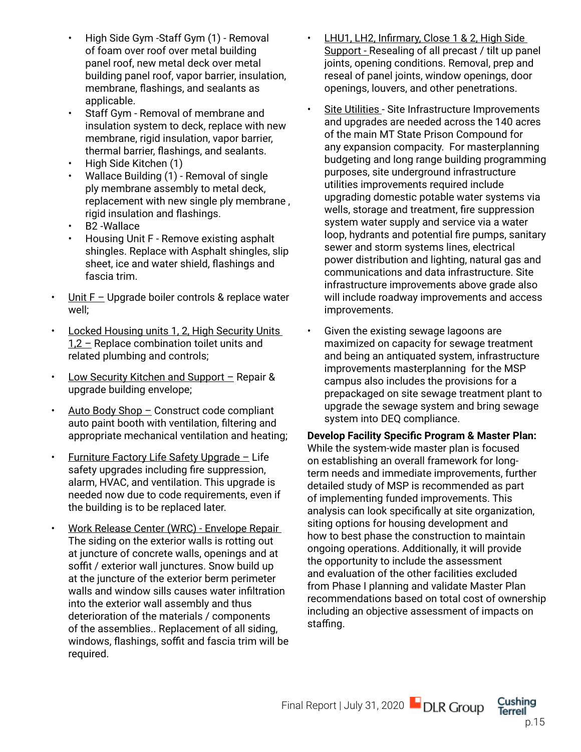- High Side Gym -Staff Gym (1) - Removal of foam over roof over metal building panel roof, new metal deck over metal building panel roof, vapor barrier, insulation, membrane, flashings, and sealants as applicable.
- Staff Gym - Removal of membrane and insulation system to deck, replace with new membrane, rigid insulation, vapor barrier, thermal barrier, flashings, and sealants.
- High Side Kitchen (1)
- Wallace Building (1) - Removal of single ply membrane assembly to metal deck, replacement with new single ply membrane , rigid insulation and flashings.
- B2 -Wallace
- Housing Unit F - Remove existing asphalt shingles. Replace with Asphalt shingles, slip sheet, ice and water shield, flashings and fascia trim.

- Unit F – Upgrade boiler controls & replace water well;

- Locked Housing units 1, 2, High Security Units 1,2 – Replace combination toilet units and related plumbing and controls;

- Low Security Kitchen and Support – Repair & upgrade building envelope;

- Auto Body Shop – Construct code compliant auto paint booth with ventilation, filtering and appropriate mechanical ventilation and heating;

- Furniture Factory Life Safety Upgrade – Life safety upgrades including fire suppression, alarm, HVAC, and ventilation. This upgrade is needed now due to code requirements, even if the building is to be replaced later.

- Work Release Center (WRC) - Envelope Repair The siding on the exterior walls is rotting out at juncture of concrete walls, openings and at soffit / exterior wall junctures. Snow build up at the juncture of the exterior berm perimeter walls and window sills causes water infiltration into the exterior wall assembly and thus deterioration of the materials / components of the assemblies.. Replacement of all siding, windows, flashings, soffit and fascia trim will be required.

- LHU1, LH2, Infirmary, Close 1 & 2, High Side Support - Resealing of all precast / tilt up panel joints, opening conditions. Removal, prep and reseal of panel joints, window openings, door openings, louvers, and other penetrations.

- Site Utilities - Site Infrastructure Improvements and upgrades are needed across the 140 acres of the main MT State Prison Compound for any expansion compacity. For masterplanning budgeting and long range building programming purposes, site underground infrastructure utilities improvements required include upgrading domestic potable water systems via wells, storage and treatment, fire suppression system water supply and service via a water loop, hydrants and potential fire pumps, sanitary sewer and storm systems lines, electrical power distribution and lighting, natural gas and communications and data infrastructure. Site infrastructure improvements above grade also will include roadway improvements and access improvements.

- Given the existing sewage lagoons are maximized on capacity for sewage treatment and being an antiquated system, infrastructure improvements masterplanning for the MSP campus also includes the provisions for a prepackaged on site sewage treatment plant to upgrade the sewage system and bring sewage system into DEQ compliance.

**Develop Facility Specific Program & Master Plan:** While the system-wide master plan is focused on establishing an overall framework for long-term needs and immediate improvements, further detailed study of MSP is recommended as part of implementing funded improvements. This analysis can look specifically at site organization, siting options for housing development and how to best phase the construction to maintain ongoing operations. Additionally, it will provide the opportunity to include the assessment and evaluation of the other facilities excluded from Phase I planning and validate Master Plan recommendations based on total cost of ownership including an objective assessment of impacts on staffing.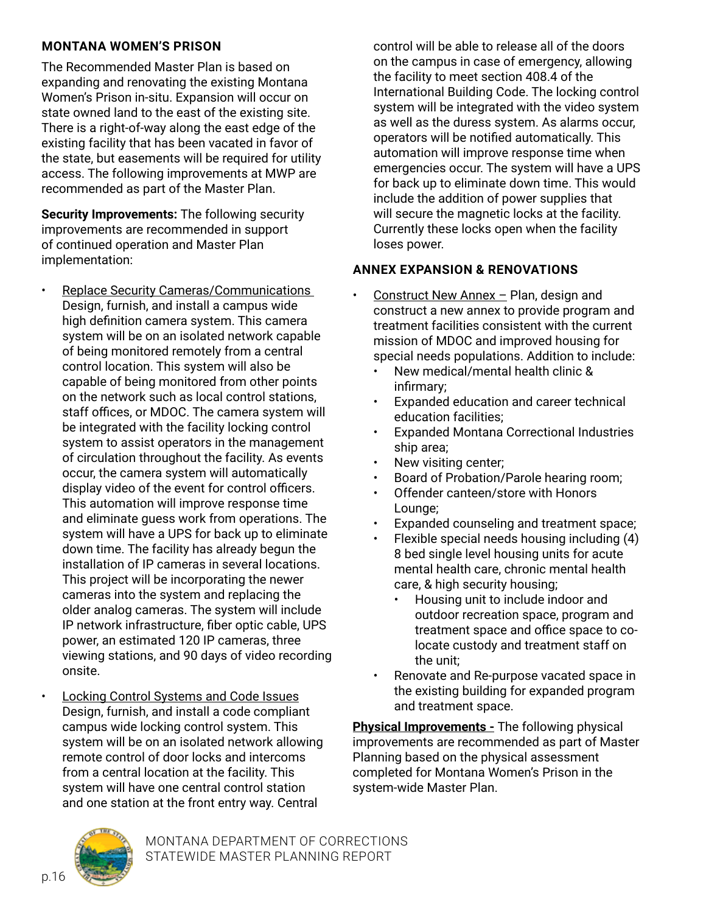## MONTANA WOMEN'S PRISON

The Recommended Master Plan is based on expanding and renovating the existing Montana Women's Prison in-situ. Expansion will occur on state owned land to the east of the existing site. There is a right-of-way along the east edge of the existing facility that has been vacated in favor of the state, but easements will be required for utility access. The following improvements at MWP are recommended as part of the Master Plan.

**Security Improvements:** The following security improvements are recommended in support of continued operation and Master Plan implementation:

- Replace Security Cameras/Communications Design, furnish, and install a campus wide high definition camera system. This camera system will be on an isolated network capable of being monitored remotely from a central control location. This system will also be capable of being monitored from other points on the network such as local control stations, staff offices, or MDOC. The camera system will be integrated with the facility locking control system to assist operators in the management of circulation throughout the facility. As events occur, the camera system will automatically display video of the event for control officers. This automation will improve response time and eliminate guess work from operations. The system will have a UPS for back up to eliminate down time. The facility has already begun the installation of IP cameras in several locations. This project will be incorporating the newer cameras into the system and replacing the older analog cameras. The system will include IP network infrastructure, fiber optic cable, UPS power, an estimated 120 IP cameras, three viewing stations, and 90 days of video recording onsite.
- Locking Control Systems and Code Issues Design, furnish, and install a code compliant campus wide locking control system. This system will be on an isolated network allowing remote control of door locks and intercoms from a central location at the facility. This system will have one central control station and one station at the front entry way. Central control will be able to release all of the doors on the campus in case of emergency, allowing the facility to meet section 408.4 of the International Building Code. The locking control system will be integrated with the video system as well as the duress system. As alarms occur, operators will be notified automatically. This automation will improve response time when emergencies occur. The system will have a UPS for back up to eliminate down time. This would include the addition of power supplies that will secure the magnetic locks at the facility. Currently these locks open when the facility loses power.

## ANNEX EXPANSION & RENOVATIONS

- Construct New Annex – Plan, design and construct a new annex to provide program and treatment facilities consistent with the current mission of MDOC and improved housing for special needs populations. Addition to include:
  - New medical/mental health clinic & infirmary;
  - Expanded education and career technical education facilities;
  - Expanded Montana Correctional Industries ship area;
  - New visiting center;
  - Board of Probation/Parole hearing room;
  - Offender canteen/store with Honors Lounge;
  - Expanded counseling and treatment space;
  - Flexible special needs housing including (4) 8 bed single level housing units for acute mental health care, chronic mental health care, & high security housing;
    - Housing unit to include indoor and outdoor recreation space, program and treatment space and office space to co-locate custody and treatment staff on the unit;
  - Renovate and Re-purpose vacated space in the existing building for expanded program and treatment space.

**Physical Improvements -** The following physical improvements are recommended as part of Master Planning based on the physical assessment completed for Montana Women's Prison in the system-wide Master Plan.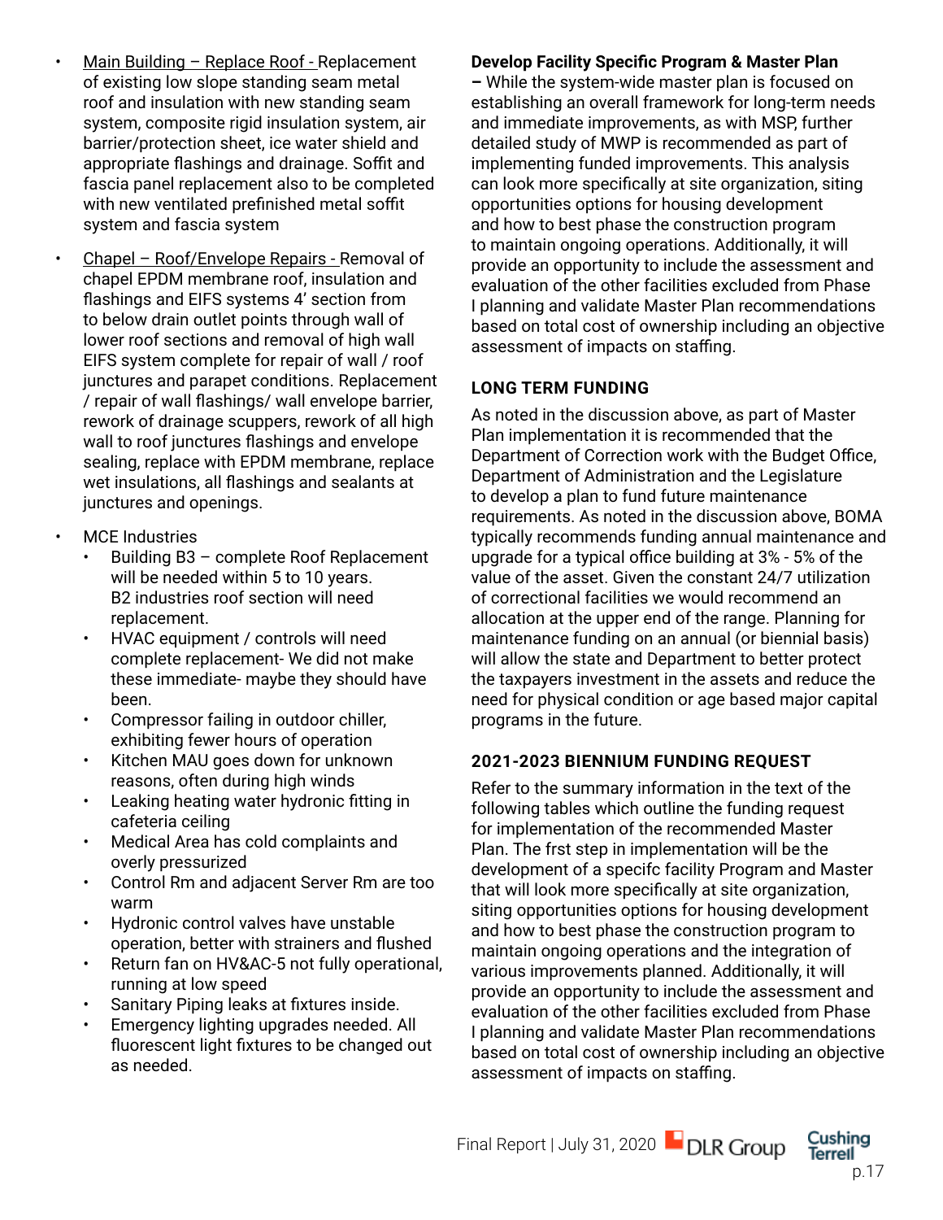- Main Building – Replace Roof - Replacement of existing low slope standing seam metal roof and insulation with new standing seam system, composite rigid insulation system, air barrier/protection sheet, ice water shield and appropriate flashings and drainage. Soffit and fascia panel replacement also to be completed with new ventilated prefinished metal soffit system and fascia system
- Chapel – Roof/Envelope Repairs - Removal of chapel EPDM membrane roof, insulation and flashings and EIFS systems 4' section from to below drain outlet points through wall of lower roof sections and removal of high wall EIFS system complete for repair of wall / roof junctures and parapet conditions. Replacement / repair of wall flashings/ wall envelope barrier, rework of drainage scuppers, rework of all high wall to roof junctures flashings and envelope sealing, replace with EPDM membrane, replace wet insulations, all flashings and sealants at junctures and openings.
- MCE Industries
  - Building B3 – complete Roof Replacement will be needed within 5 to 10 years. B2 industries roof section will need replacement.
  - HVAC equipment / controls will need complete replacement- We did not make these immediate- maybe they should have been.
  - Compressor failing in outdoor chiller, exhibiting fewer hours of operation
  - Kitchen MAU goes down for unknown reasons, often during high winds
  - Leaking heating water hydronic fitting in cafeteria ceiling
  - Medical Area has cold complaints and overly pressurized
  - Control Rm and adjacent Server Rm are too warm
  - Hydronic control valves have unstable operation, better with strainers and flushed
  - Return fan on HV&AC-5 not fully operational, running at low speed
  - Sanitary Piping leaks at fixtures inside.
  - Emergency lighting upgrades needed. All fluorescent light fixtures to be changed out as needed.

**Develop Facility Specific Program & Master Plan –** While the system-wide master plan is focused on establishing an overall framework for long-term needs and immediate improvements, as with MSP, further detailed study of MWP is recommended as part of implementing funded improvements. This analysis can look more specifically at site organization, siting opportunities options for housing development and how to best phase the construction program to maintain ongoing operations. Additionally, it will provide an opportunity to include the assessment and evaluation of the other facilities excluded from Phase I planning and validate Master Plan recommendations based on total cost of ownership including an objective assessment of impacts on staffing.

## LONG TERM FUNDING

As noted in the discussion above, as part of Master Plan implementation it is recommended that the Department of Correction work with the Budget Office, Department of Administration and the Legislature to develop a plan to fund future maintenance requirements. As noted in the discussion above, BOMA typically recommends funding annual maintenance and upgrade for a typical office building at 3% - 5% of the value of the asset. Given the constant 24/7 utilization of correctional facilities we would recommend an allocation at the upper end of the range. Planning for maintenance funding on an annual (or biennial basis) will allow the state and Department to better protect the taxpayers investment in the assets and reduce the need for physical condition or age based major capital programs in the future.

## 2021-2023 BIENNIUM FUNDING REQUEST

Refer to the summary information in the text of the following tables which outline the funding request for implementation of the recommended Master Plan. The frst step in implementation will be the development of a specifc facility Program and Master that will look more specifically at site organization, siting opportunities options for housing development and how to best phase the construction program to maintain ongoing operations and the integration of various improvements planned. Additionally, it will provide an opportunity to include the assessment and evaluation of the other facilities excluded from Phase I planning and validate Master Plan recommendations based on total cost of ownership including an objective assessment of impacts on staffing.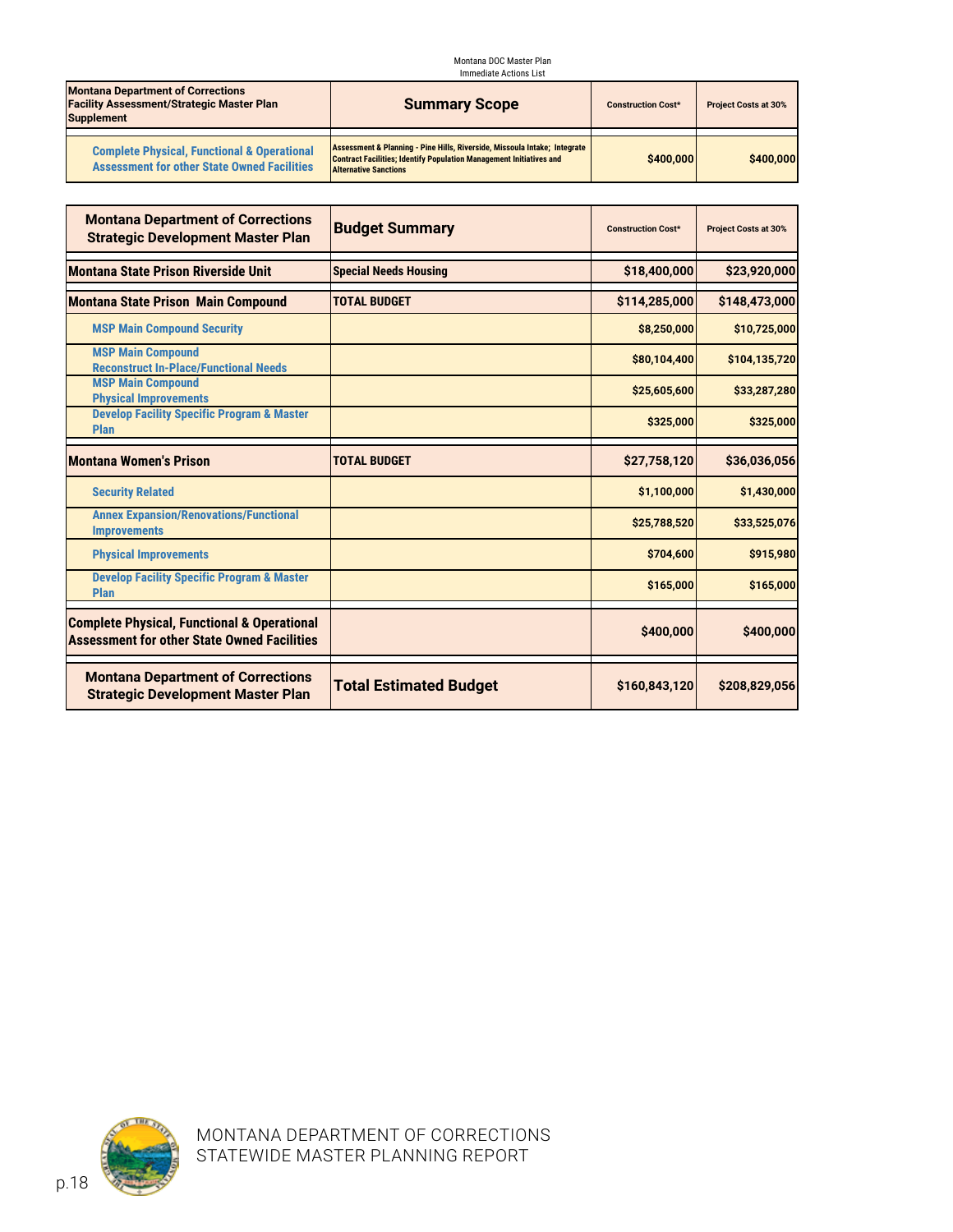Montana DOC Master Plan
Immediate Actions List

| Montana Department of Corrections Facility Assessment/Strategic Master Plan Supplement | Summary Scope | Construction Cost* | Project Costs at 30% |
|---|---|---|---|
| Complete Physical, Functional & Operational Assessment for other State Owned Facilities | Assessment & Planning - Pine Hills, Riverside, Missoula Intake; Integrate Contract Facilities; Identify Population Management Initiatives and Alternative Sanctions | $400,000 | $400,000 |

| Montana Department of Corrections Strategic Development Master Plan | Budget Summary | Construction Cost* | Project Costs at 30% |
|---|---|---|---|
| **Montana State Prison Riverside Unit** | **Special Needs Housing** | **$18,400,000** | **$23,920,000** |
| **Montana State Prison Main Compound** | **TOTAL BUDGET** | **$114,285,000** | **$148,473,000** |
| MSP Main Compound Security | | $8,250,000 | $10,725,000 |
| MSP Main Compound Reconstruct In-Place/Functional Needs | | $80,104,400 | $104,135,720 |
| MSP Main Compound Physical Improvements | | $25,605,600 | $33,287,280 |
| Develop Facility Specific Program & Master Plan | | $325,000 | $325,000 |
| **Montana Women's Prison** | **TOTAL BUDGET** | **$27,758,120** | **$36,036,056** |
| Security Related | | $1,100,000 | $1,430,000 |
| Annex Expansion/Renovations/Functional Improvements | | $25,788,520 | $33,525,076 |
| Physical Improvements | | $704,600 | $915,980 |
| Develop Facility Specific Program & Master Plan | | $165,000 | $165,000 |
| **Complete Physical, Functional & Operational Assessment for other State Owned Facilities** | | **$400,000** | **$400,000** |
| **Montana Department of Corrections Strategic Development Master Plan** | **Total Estimated Budget** | **$160,843,120** | **$208,829,056** |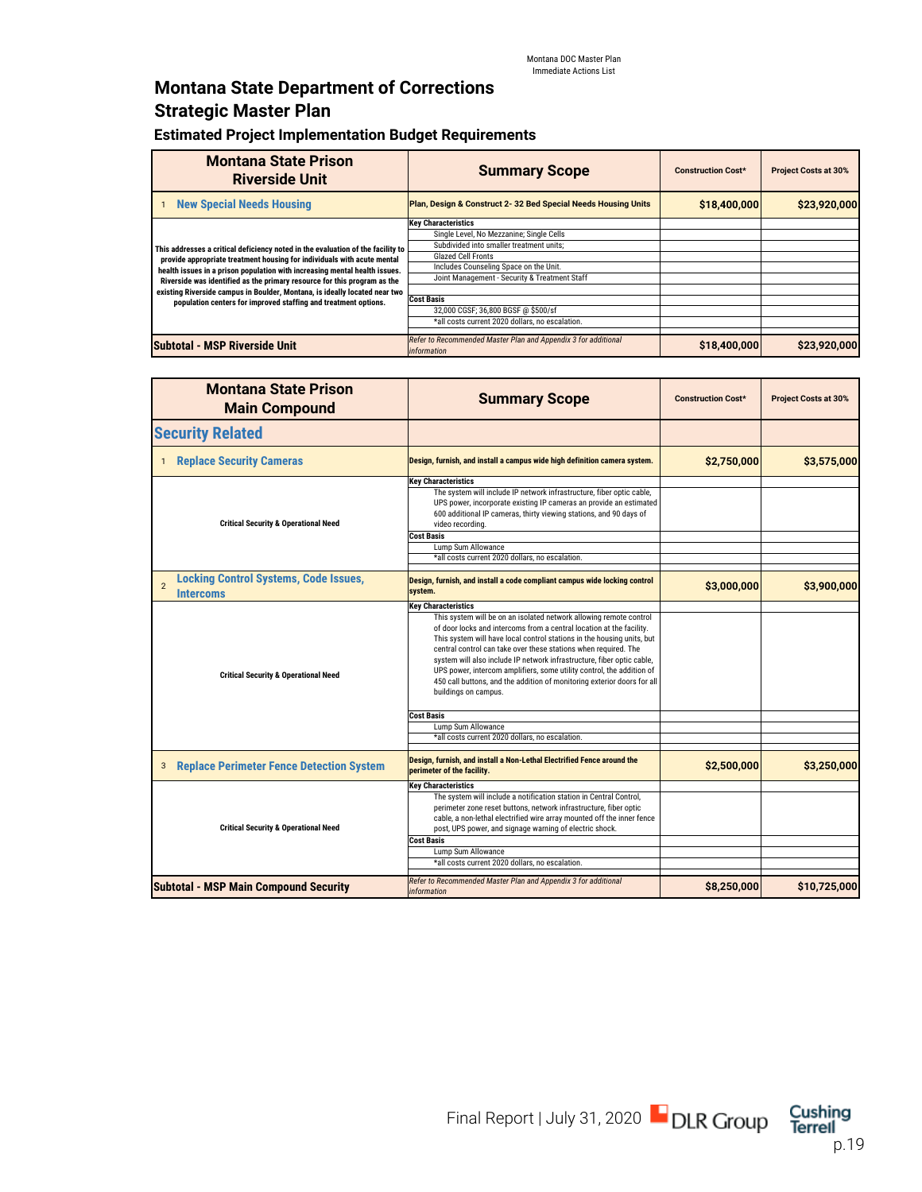# Montana State Department of Corrections
# Strategic Master Plan

### Estimated Project Implementation Budget Requirements

| Montana State Prison Riverside Unit | Summary Scope | Construction Cost* | Project Costs at 30% |
|---|---|---|---|
| 1 **New Special Needs Housing** | **Plan, Design & Construct 2- 32 Bed Special Needs Housing Units** | **$18,400,000** | **$23,920,000** |
| This addresses a critical deficiency noted in the evaluation of the facility to provide appropriate treatment housing for individuals with acute mental health issues in a prison population with increasing mental health issues. Riverside was identified as the primary resource for this program as the existing Riverside campus in Boulder, Montana, is ideally located near two population centers for improved staffing and treatment options. | **Key Characteristics** | | |
| | Single Level, No Mezzanine; Single Cells | | |
| | Subdivided into smaller treatment units; | | |
| | Glazed Cell Fronts | | |
| | Includes Counseling Space on the Unit. | | |
| | Joint Management - Security & Treatment Staff | | |
| | **Cost Basis** | | |
| | 32,000 CGSF; 36,800 BGSF @ $500/sf | | |
| | *all costs current 2020 dollars, no escalation. | | |
| **Subtotal - MSP Riverside Unit** | *Refer to Recommended Master Plan and Appendix 3 for additional information* | **$18,400,000** | **$23,920,000** |

| Montana State Prison Main Compound | Summary Scope | Construction Cost* | Project Costs at 30% |
|---|---|---|---|
| **Security Related** | | | |
| 1 **Replace Security Cameras** | **Design, furnish, and install a campus wide high definition camera system.** | **$2,750,000** | **$3,575,000** |
| Critical Security & Operational Need | **Key Characteristics** | | |
| | The system will include IP network infrastructure, fiber optic cable, UPS power, incorporate existing IP cameras an provide an estimated 600 additional IP cameras, thirty viewing stations, and 90 days of video recording. | | |
| | **Cost Basis** | | |
| | Lump Sum Allowance | | |
| | *all costs current 2020 dollars, no escalation. | | |
| 2 **Locking Control Systems, Code Issues, Intercoms** | **Design, furnish, and install a code compliant campus wide locking control system.** | **$3,000,000** | **$3,900,000** |
| Critical Security & Operational Need | **Key Characteristics** | | |
| | This system will be on an isolated network allowing remote control of door locks and intercoms from a central location at the facility. This system will have local control stations in the housing units, but central control can take over these stations when required. The system will also include IP network infrastructure, fiber optic cable, UPS power, intercom amplifiers, some utility control, the addition of 450 call buttons, and the addition of monitoring exterior doors for all buildings on campus. | | |
| | **Cost Basis** | | |
| | Lump Sum Allowance | | |
| | *all costs current 2020 dollars, no escalation. | | |
| 3 **Replace Perimeter Fence Detection System** | **Design, furnish, and install a Non-Lethal Electrified Fence around the perimeter of the facility.** | **$2,500,000** | **$3,250,000** |
| Critical Security & Operational Need | **Key Characteristics** | | |
| | The system will include a notification station in Central Control, perimeter zone reset buttons, network infrastructure, fiber optic cable, a non-lethal electrified wire array mounted off the inner fence post, UPS power, and signage warning of electric shock. | | |
| | **Cost Basis** | | |
| | Lump Sum Allowance | | |
| | *all costs current 2020 dollars, no escalation. | | |
| **Subtotal - MSP Main Compound Security** | *Refer to Recommended Master Plan and Appendix 3 for additional information* | **$8,250,000** | **$10,725,000** |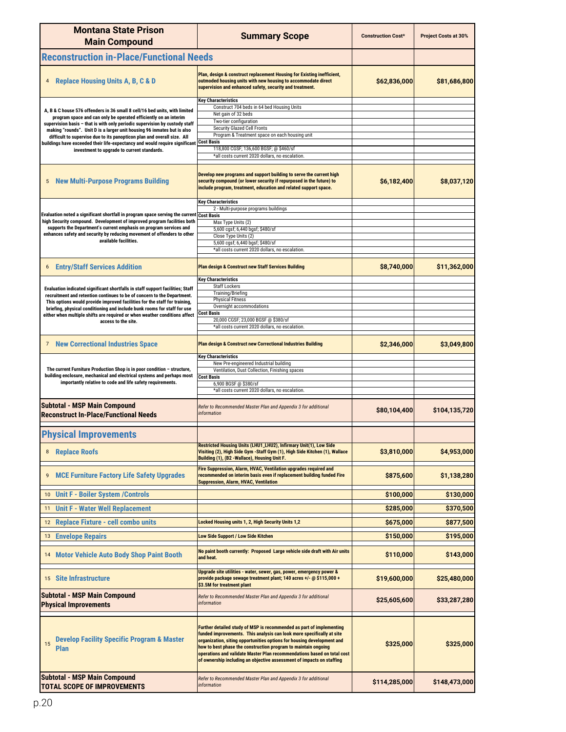| Montana State Prison Main Compound | Summary Scope | Construction Cost* | Project Costs at 30% |
|---|---|---|---|
| **Reconstruction in-Place/Functional Needs** | | | |
| 4 **Replace Housing Units A, B, C & D** | Plan, design & construct replacement Housing for Existing inefficient, outmoded housing units with new housing to accommodate direct supervision and enhanced safety, security and treatment. | $62,836,000 | $81,686,800 |
| A, B & C house 576 offenders in 36 small 8 cell/16 bed units, with limited program space and can only be operated efficiently on an interim supervision basis – that is with only periodic supervision by custody staff making "rounds". Unit D is a larger unit housing 96 inmates but is also difficult to supervise due to its panopticon plan and overall size. All buildings have exceeded their life-expectancy and would require significant investment to upgrade to current standards. | **Key Characteristics**<br>Construct 704 beds in 64 bed Housing Units<br>Net gain of 32 beds<br>Two-tier configuration<br>Security Glazed Cell Fronts<br>Program & Treatment space on each housing unit<br>**Cost Basis**<br>118,800 CGSF; 136,600 BGSF; @ $460/sf<br>*all costs current 2020 dollars, no escalation. | | |
| 5 **New Multi-Purpose Programs Building** | Develop new programs and support building to serve the current high security compound (or lower security if repurposed in the future) to include program, treatment, education and related support space. | $6,182,400 | $8,037,120 |
| Evaluation noted a significant shortfall in program space serving the current high Security compound. Development of improved program facilities both supports the Department's current emphasis on program services and enhances safety and security by reducing movement of offenders to other available facilities. | **Key Characteristics**<br>2 - Multi-purpose programs buildings<br>**Cost Basis**<br>Max Type Units (2)<br>5,600 cgsf; 6,440 bgsf; $480/sf<br>Close Type Units (2)<br>5,600 cgsf; 6,440 bgsf; $480/sf<br>*all costs current 2020 dollars, no escalation. | | |
| 6 **Entry/Staff Services Addition** | Plan design & Construct new Staff Services Building | $8,740,000 | $11,362,000 |
| Evaluation indicated significant shortfalls in staff support facilities; Staff recruitment and retention continues to be of concern to the Department. This options would provide improved facilities for the staff for training, briefing, physical conditioning and include bunk rooms for staff for use either when multiple shifts are required or when weather conditions affect access to the site. | **Key Characteristics**<br>Staff Lockers<br>Training/Briefing<br>Physical Fitness<br>Overnight accommodations<br>**Cost Basis**<br>20,000 CGSF; 23,000 BGSF @ $380/sf<br>*all costs current 2020 dollars, no escalation. | | |
| 7 **New Correctional Industries Space** | Plan design & Construct new Correctional Industries Building | $2,346,000 | $3,049,800 |
| The current Furniture Production Shop is in poor condition – structure, building enclosure, mechanical and electrical systems and perhaps most importantly relative to code and life safety requirements. | **Key Characteristics**<br>New Pre-engineered Industrial building<br>Ventilation, Dust Collection, Finishing spaces<br>**Cost Basis**<br>6,900 BGSF @ $380/sf<br>*all costs current 2020 dollars, no escalation. | | |
| **Subtotal - MSP Main Compound Reconstruct In-Place/Functional Needs** | *Refer to Recommended Master Plan and Appendix 3 for additional information* | $80,104,400 | $104,135,720 |
| **Physical Improvements** | | | |
| 8 **Replace Roofs** | Restricted Housing Units (LHU1_LHU2), Infirmary Unit(1), Low Side Visiting (2), High Side Gym -Staff Gym (1), High Side Kitchen (1), Wallace Building (1), (B2 -Wallace), Housing Unit F. | $3,810,000 | $4,953,000 |
| 9 **MCE Furniture Factory Life Safety Upgrades** | Fire Suppression, Alarm, HVAC, Ventilation upgrades required and recommended on interim basis even if replacement building funded Fire Suppression, Alarm, HVAC, Ventilation | $875,600 | $1,138,280 |
| 10 **Unit F - Boiler System /Controls** | | $100,000 | $130,000 |
| 11 **Unit F - Water Well Replacement** | | $285,000 | $370,500 |
| 12 **Replace Fixture - cell combo units** | Locked Housing units 1, 2, High Security Units 1,2 | $675,000 | $877,500 |
| 13 **Envelope Repairs** | Low Side Support / Low Side Kitchen | $150,000 | $195,000 |
| 14 **Motor Vehicle Auto Body Shop Paint Booth** | No paint booth currently: Proposed Large vehicle side draft with Air units and heat. | $110,000 | $143,000 |
| 15 **Site Infrastructure** | Upgrade site utilities - water, sewer, gas, power, emergency power & provide package sewage treatment plant; 140 acres +/- @ $115,000 + $3.5M for treatment plant | $19,600,000 | $25,480,000 |
| **Subtotal - MSP Main Compound Physical Improvements** | *Refer to Recommended Master Plan and Appendix 3 for additional information* | $25,605,600 | $33,287,280 |
| 15 **Develop Facility Specific Program & Master Plan** | Further detailed study of MSP is recommended as part of implementing funded improvements. This analysis can look more specifically at site organization, siting opportunities options for housing development and how to best phase the construction program to maintain ongoing operations and validate Master Plan recommendations based on total cost of ownership including an objective assessment of impacts on staffing | $325,000 | $325,000 |
| **Subtotal - MSP Main Compound TOTAL SCOPE OF IMPROVEMENTS** | *Refer to Recommended Master Plan and Appendix 3 for additional information* | $114,285,000 | $148,473,000 |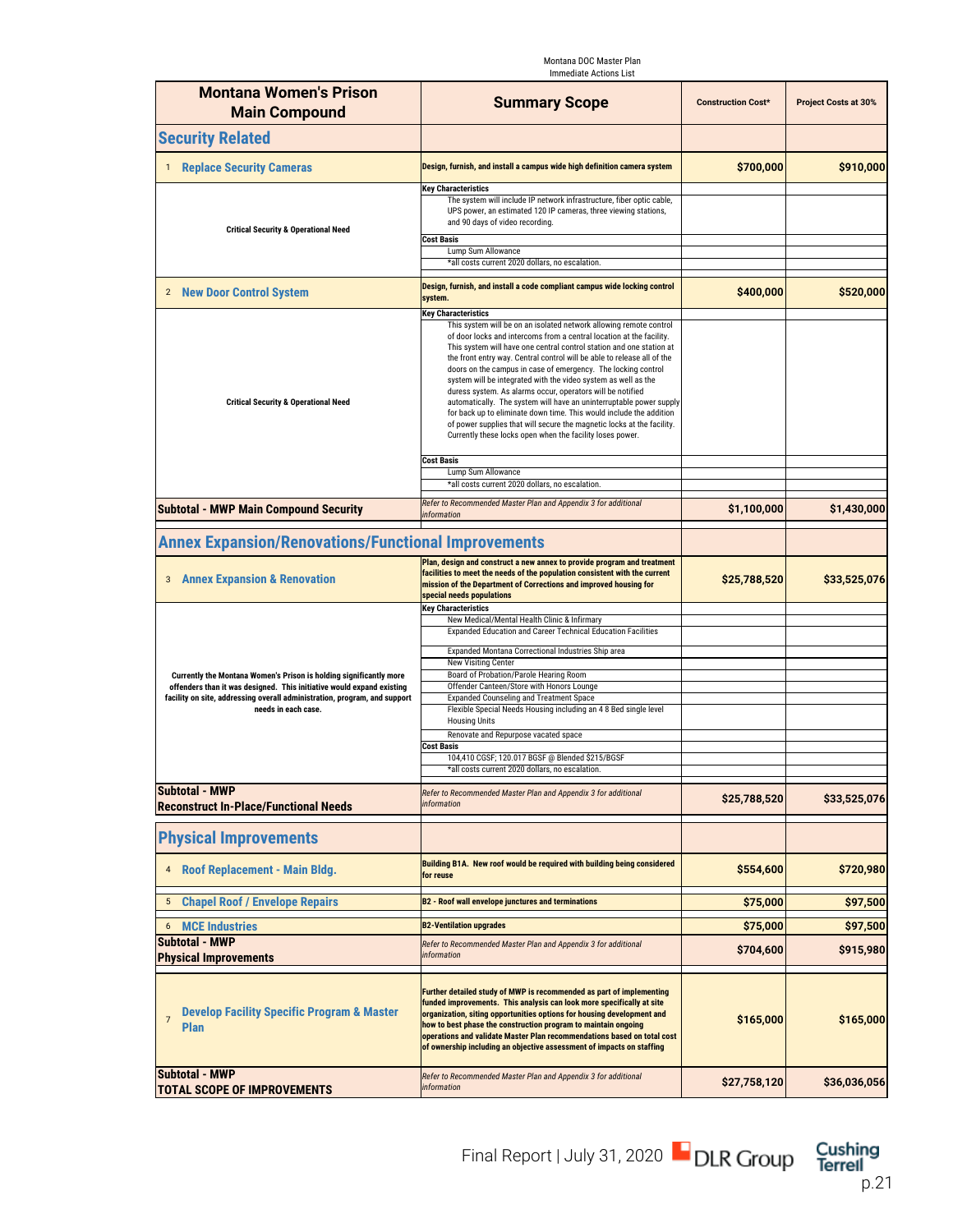Montana DOC Master Plan
Immediate Actions List

| Montana Women's Prison Main Compound | Summary Scope | Construction Cost* | Project Costs at 30% |
|---|---|---|---|
| **Security Related** | | | |
| 1 **Replace Security Cameras** | **Design, furnish, and install a campus wide high definition camera system** | **$700,000** | **$910,000** |
| **Critical Security & Operational Need** | **Key Characteristics**<br>The system will include IP network infrastructure, fiber optic cable, UPS power, an estimated 120 IP cameras, three viewing stations, and 90 days of video recording.<br>**Cost Basis**<br>Lump Sum Allowance<br>*all costs current 2020 dollars, no escalation. | | |
| 2 **New Door Control System** | **Design, furnish, and install a code compliant campus wide locking control system.** | **$400,000** | **$520,000** |
| **Critical Security & Operational Need** | **Key Characteristics**<br>This system will be on an isolated network allowing remote control of door locks and intercoms from a central location at the facility. This system will have one central control station and one station at the front entry way. Central control will be able to release all of the doors on the campus in case of emergency. The locking control system will be integrated with the video system as well as the duress system. As alarms occur, operators will be notified automatically. The system will have an uninterruptable power supply for back up to eliminate down time. This would include the addition of power supplies that will secure the magnetic locks at the facility. Currently these locks open when the facility loses power.<br>**Cost Basis**<br>Lump Sum Allowance<br>*all costs current 2020 dollars, no escalation. | | |
| **Subtotal - MWP Main Compound Security** | *Refer to Recommended Master Plan and Appendix 3 for additional information* | **$1,100,000** | **$1,430,000** |
| **Annex Expansion/Renovations/Functional Improvements** | | | |
| 3 **Annex Expansion & Renovation** | **Plan, design and construct a new annex to provide program and treatment facilities to meet the needs of the population consistent with the current mission of the Department of Corrections and improved housing for special needs populations** | **$25,788,520** | **$33,525,076** |
| **Currently the Montana Women's Prison is holding significantly more offenders than it was designed. This initiative would expand existing facility on site, addressing overall administration, program, and support needs in each case.** | **Key Characteristics**<br>New Medical/Mental Health Clinic & Infirmary<br>Expanded Education and Career Technical Education Facilities<br>Expanded Montana Correctional Industries Ship area<br>New Visiting Center<br>Board of Probation/Parole Hearing Room<br>Offender Canteen/Store with Honors Lounge<br>Expanded Counseling and Treatment Space<br>Flexible Special Needs Housing including an 4 8 Bed single level Housing Units<br>Renovate and Repurpose vacated space<br>**Cost Basis**<br>104,410 CGSF; 120.017 BGSF @ Blended $215/BGSF<br>*all costs current 2020 dollars, no escalation. | | |
| **Subtotal - MWP Reconstruct In-Place/Functional Needs** | *Refer to Recommended Master Plan and Appendix 3 for additional information* | **$25,788,520** | **$33,525,076** |
| **Physical Improvements** | | | |
| 4 **Roof Replacement - Main Bldg.** | **Building B1A. New roof would be required with building being considered for reuse** | **$554,600** | **$720,980** |
| 5 **Chapel Roof / Envelope Repairs** | **B2 - Roof wall envelope junctures and terminations** | **$75,000** | **$97,500** |
| 6 **MCE Industries** | **B2-Ventilation upgrades** | **$75,000** | **$97,500** |
| **Subtotal - MWP Physical Improvements** | *Refer to Recommended Master Plan and Appendix 3 for additional information* | **$704,600** | **$915,980** |
| 7 **Develop Facility Specific Program & Master Plan** | **Further detailed study of MWP is recommended as part of implementing funded improvements. This analysis can look more specifically at site organization, siting opportunities options for housing development and how to best phase the construction program to maintain ongoing operations and validate Master Plan recommendations based on total cost of ownership including an objective assessment of impacts on staffing** | **$165,000** | **$165,000** |
| **Subtotal - MWP TOTAL SCOPE OF IMPROVEMENTS** | *Refer to Recommended Master Plan and Appendix 3 for additional information* | **$27,758,120** | **$36,036,056** |

Final Report | July 31, 2020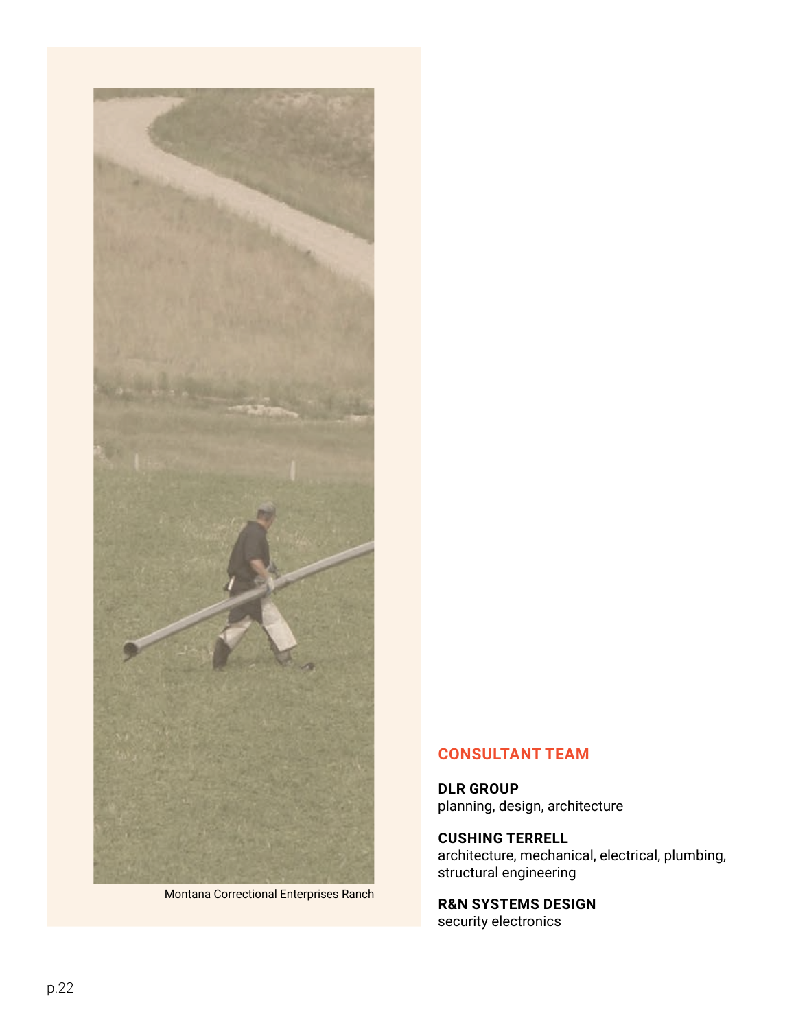Montana Correctional Enterprises Ranch

## CONSULTANT TEAM

**DLR GROUP**
planning, design, architecture

**CUSHING TERRELL**
architecture, mechanical, electrical, plumbing, structural engineering

**R&N SYSTEMS DESIGN**
security electronics